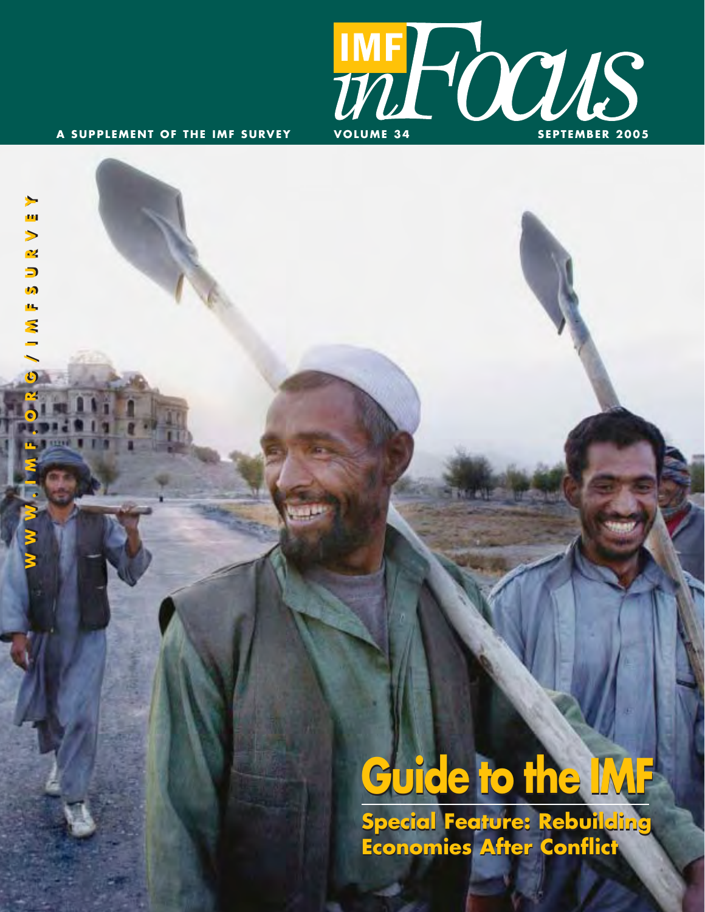A SUPPLEMENT OF THE IMF SURVEY

# IMF *in Focus*

VOLUME 34

SEPTEMBER 2005

WWW.IMF.ORG/IMFSURVEY

# Guide to the IMF

## Special Feature: Rebuilding Economies After Conflict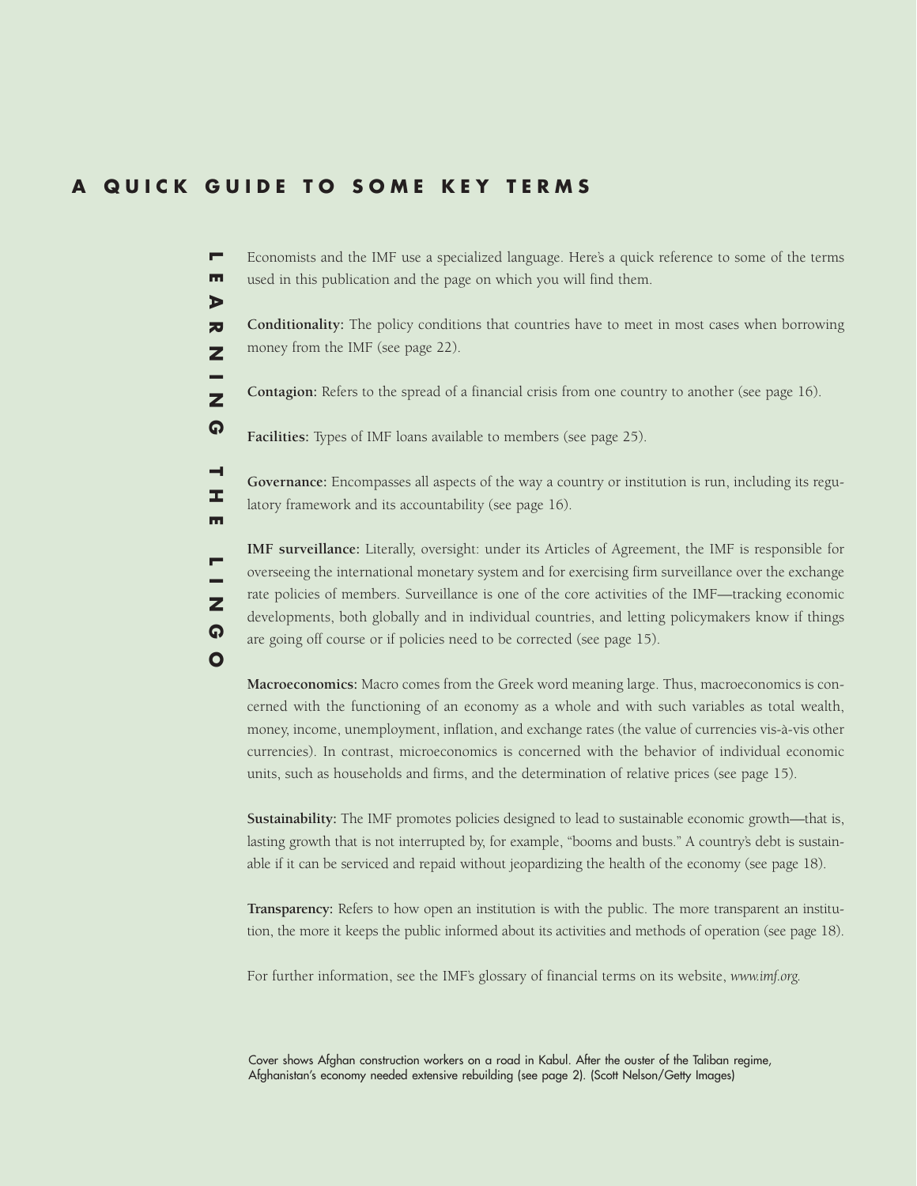# A QUICK GUIDE TO SOME KEY TERMS

## LEARNING THE LINGO

Economists and the IMF use a specialized language. Here's a quick reference to some of the terms used in this publication and the page on which you will find them.

**Conditionality:** The policy conditions that countries have to meet in most cases when borrowing money from the IMF (see page 22).

**Contagion:** Refers to the spread of a financial crisis from one country to another (see page 16).

**Facilities:** Types of IMF loans available to members (see page 25).

**Governance:** Encompasses all aspects of the way a country or institution is run, including its regulatory framework and its accountability (see page 16).

**IMF surveillance:** Literally, oversight: under its Articles of Agreement, the IMF is responsible for overseeing the international monetary system and for exercising firm surveillance over the exchange rate policies of members. Surveillance is one of the core activities of the IMF—tracking economic developments, both globally and in individual countries, and letting policymakers know if things are going off course or if policies need to be corrected (see page 15).

**Macroeconomics:** Macro comes from the Greek word meaning large. Thus, macroeconomics is concerned with the functioning of an economy as a whole and with such variables as total wealth, money, income, unemployment, inflation, and exchange rates (the value of currencies vis-à-vis other currencies). In contrast, microeconomics is concerned with the behavior of individual economic units, such as households and firms, and the determination of relative prices (see page 15).

**Sustainability:** The IMF promotes policies designed to lead to sustainable economic growth—that is, lasting growth that is not interrupted by, for example, "booms and busts." A country's debt is sustainable if it can be serviced and repaid without jeopardizing the health of the economy (see page 18).

**Transparency:** Refers to how open an institution is with the public. The more transparent an institution, the more it keeps the public informed about its activities and methods of operation (see page 18).

For further information, see the IMF's glossary of financial terms on its website, *www.imf.org*.

Cover shows Afghan construction workers on a road in Kabul. After the ouster of the Taliban regime, Afghanistan's economy needed extensive rebuilding (see page 2). (Scott Nelson/Getty Images)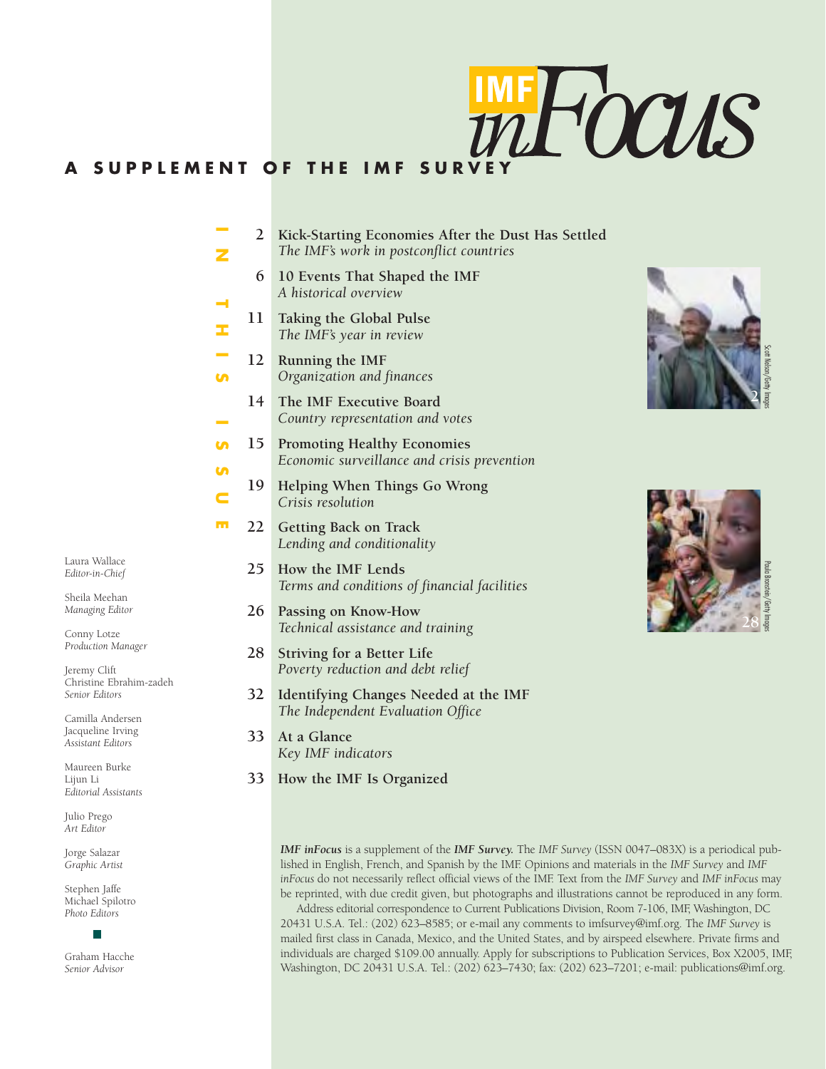# IMF inFocus

**A SUPPLEMENT OF THE IMF SURVEY**

## IN THIS ISSUE

2 **Kick-Starting Economies After the Dust Has Settled**
*The IMF's work in postconflict countries*

6 **10 Events That Shaped the IMF**
*A historical overview*

11 **Taking the Global Pulse**
*The IMF's year in review*

12 **Running the IMF**
*Organization and finances*

14 **The IMF Executive Board**
*Country representation and votes*

15 **Promoting Healthy Economies**
*Economic surveillance and crisis prevention*

19 **Helping When Things Go Wrong**
*Crisis resolution*

22 **Getting Back on Track**
*Lending and conditionality*

25 **How the IMF Lends**
*Terms and conditions of financial facilities*

26 **Passing on Know-How**
*Technical assistance and training*

28 **Striving for a Better Life**
*Poverty reduction and debt relief*

32 **Identifying Changes Needed at the IMF**
*The Independent Evaluation Office*

33 **At a Glance**
*Key IMF indicators*

33 **How the IMF Is Organized**

Scott Nelson/Getty Images

Paula Bronstein/Getty Images

Laura Wallace
*Editor-in-Chief*

Sheila Meehan
*Managing Editor*

Conny Lotze
*Production Manager*

Jeremy Clift
Christine Ebrahim-zadeh
*Senior Editors*

Camilla Andersen
Jacqueline Irving
*Assistant Editors*

Maureen Burke
Lijun Li
*Editorial Assistants*

Julio Prego
*Art Editor*

Jorge Salazar
*Graphic Artist*

Stephen Jaffe
Michael Spilotro
*Photo Editors*

Graham Hacche
*Senior Advisor*

***IMF inFocus*** is a supplement of the ***IMF Survey.*** The *IMF Survey* (ISSN 0047–083X) is a periodical published in English, French, and Spanish by the IMF. Opinions and materials in the *IMF Survey* and *IMF inFocus* do not necessarily reflect official views of the IMF. Text from the *IMF Survey* and *IMF inFocus* may be reprinted, with due credit given, but photographs and illustrations cannot be reproduced in any form.

Address editorial correspondence to Current Publications Division, Room 7-106, IMF, Washington, DC 20431 U.S.A. Tel.: (202) 623–8585; or e-mail any comments to imfsurvey@imf.org. The *IMF Survey* is mailed first class in Canada, Mexico, and the United States, and by airspeed elsewhere. Private firms and individuals are charged $109.00 annually. Apply for subscriptions to Publication Services, Box X2005, IMF, Washington, DC 20431 U.S.A. Tel.: (202) 623–7430; fax: (202) 623–7201; e-mail: publications@imf.org.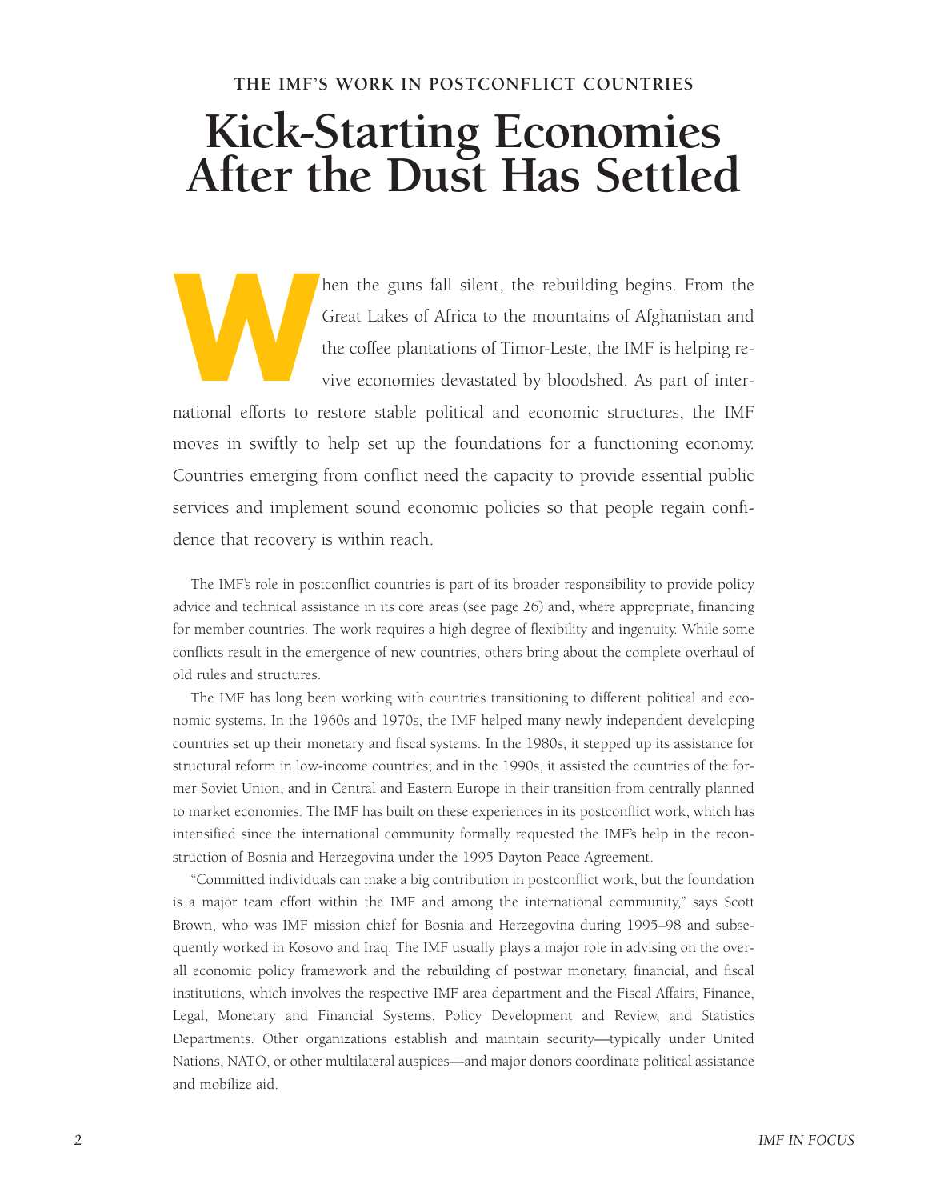### THE IMF'S WORK IN POSTCONFLICT COUNTRIES

# Kick-Starting Economies After the Dust Has Settled

When the guns fall silent, the rebuilding begins. From the Great Lakes of Africa to the mountains of Afghanistan and the coffee plantations of Timor-Leste, the IMF is helping revive economies devastated by bloodshed. As part of international efforts to restore stable political and economic structures, the IMF moves in swiftly to help set up the foundations for a functioning economy. Countries emerging from conflict need the capacity to provide essential public services and implement sound economic policies so that people regain confidence that recovery is within reach.

The IMF's role in postconflict countries is part of its broader responsibility to provide policy advice and technical assistance in its core areas (see page 26) and, where appropriate, financing for member countries. The work requires a high degree of flexibility and ingenuity. While some conflicts result in the emergence of new countries, others bring about the complete overhaul of old rules and structures.

The IMF has long been working with countries transitioning to different political and economic systems. In the 1960s and 1970s, the IMF helped many newly independent developing countries set up their monetary and fiscal systems. In the 1980s, it stepped up its assistance for structural reform in low-income countries; and in the 1990s, it assisted the countries of the former Soviet Union, and in Central and Eastern Europe in their transition from centrally planned to market economies. The IMF has built on these experiences in its postconflict work, which has intensified since the international community formally requested the IMF's help in the reconstruction of Bosnia and Herzegovina under the 1995 Dayton Peace Agreement.

"Committed individuals can make a big contribution in postconflict work, but the foundation is a major team effort within the IMF and among the international community," says Scott Brown, who was IMF mission chief for Bosnia and Herzegovina during 1995–98 and subsequently worked in Kosovo and Iraq. The IMF usually plays a major role in advising on the overall economic policy framework and the rebuilding of postwar monetary, financial, and fiscal institutions, which involves the respective IMF area department and the Fiscal Affairs, Finance, Legal, Monetary and Financial Systems, Policy Development and Review, and Statistics Departments. Other organizations establish and maintain security—typically under United Nations, NATO, or other multilateral auspices—and major donors coordinate political assistance and mobilize aid.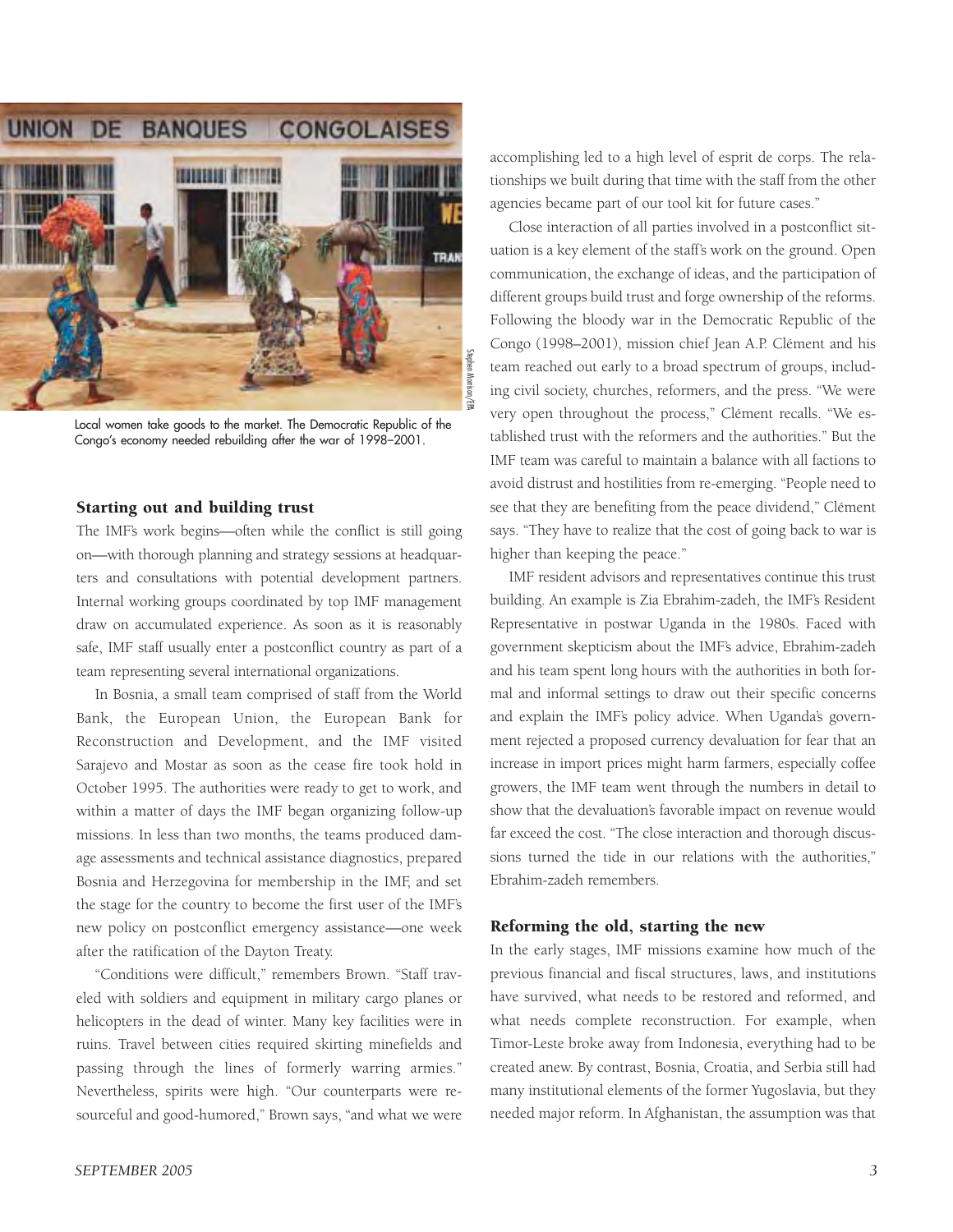Local women take goods to the market. The Democratic Republic of the Congo's economy needed rebuilding after the war of 1998–2001.

## Starting out and building trust

The IMF's work begins—often while the conflict is still going on—with thorough planning and strategy sessions at headquarters and consultations with potential development partners. Internal working groups coordinated by top IMF management draw on accumulated experience. As soon as it is reasonably safe, IMF staff usually enter a postconflict country as part of a team representing several international organizations.

In Bosnia, a small team comprised of staff from the World Bank, the European Union, the European Bank for Reconstruction and Development, and the IMF visited Sarajevo and Mostar as soon as the cease fire took hold in October 1995. The authorities were ready to get to work, and within a matter of days the IMF began organizing follow-up missions. In less than two months, the teams produced damage assessments and technical assistance diagnostics, prepared Bosnia and Herzegovina for membership in the IMF, and set the stage for the country to become the first user of the IMF's new policy on postconflict emergency assistance—one week after the ratification of the Dayton Treaty.

"Conditions were difficult," remembers Brown. "Staff traveled with soldiers and equipment in military cargo planes or helicopters in the dead of winter. Many key facilities were in ruins. Travel between cities required skirting minefields and passing through the lines of formerly warring armies." Nevertheless, spirits were high. "Our counterparts were resourceful and good-humored," Brown says, "and what we were accomplishing led to a high level of esprit de corps. The relationships we built during that time with the staff from the other agencies became part of our tool kit for future cases."

Close interaction of all parties involved in a postconflict situation is a key element of the staff's work on the ground. Open communication, the exchange of ideas, and the participation of different groups build trust and forge ownership of the reforms. Following the bloody war in the Democratic Republic of the Congo (1998–2001), mission chief Jean A.P. Clément and his team reached out early to a broad spectrum of groups, including civil society, churches, reformers, and the press. "We were very open throughout the process," Clément recalls. "We established trust with the reformers and the authorities." But the IMF team was careful to maintain a balance with all factions to avoid distrust and hostilities from re-emerging. "People need to see that they are benefiting from the peace dividend," Clément says. "They have to realize that the cost of going back to war is higher than keeping the peace."

IMF resident advisors and representatives continue this trust building. An example is Zia Ebrahim-zadeh, the IMF's Resident Representative in postwar Uganda in the 1980s. Faced with government skepticism about the IMF's advice, Ebrahim-zadeh and his team spent long hours with the authorities in both formal and informal settings to draw out their specific concerns and explain the IMF's policy advice. When Uganda's government rejected a proposed currency devaluation for fear that an increase in import prices might harm farmers, especially coffee growers, the IMF team went through the numbers in detail to show that the devaluation's favorable impact on revenue would far exceed the cost. "The close interaction and thorough discussions turned the tide in our relations with the authorities," Ebrahim-zadeh remembers.

## Reforming the old, starting the new

In the early stages, IMF missions examine how much of the previous financial and fiscal structures, laws, and institutions have survived, what needs to be restored and reformed, and what needs complete reconstruction. For example, when Timor-Leste broke away from Indonesia, everything had to be created anew. By contrast, Bosnia, Croatia, and Serbia still had many institutional elements of the former Yugoslavia, but they needed major reform. In Afghanistan, the assumption was that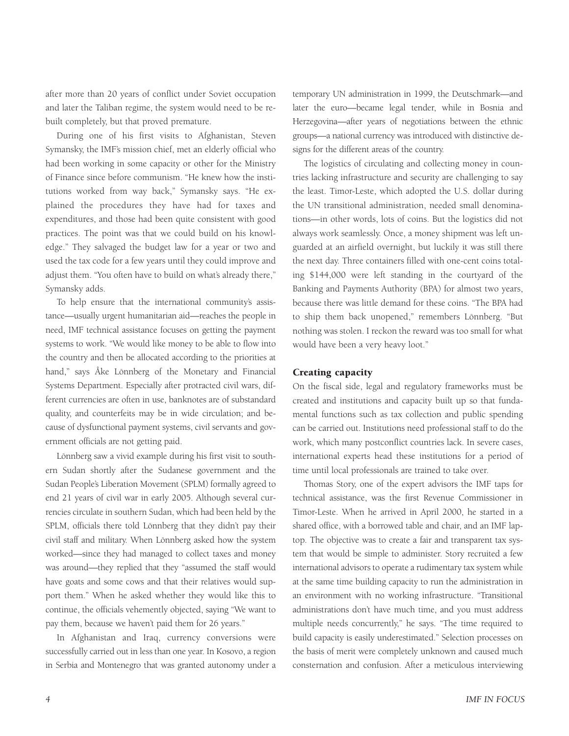after more than 20 years of conflict under Soviet occupation and later the Taliban regime, the system would need to be rebuilt completely, but that proved premature.

During one of his first visits to Afghanistan, Steven Symansky, the IMF's mission chief, met an elderly official who had been working in some capacity or other for the Ministry of Finance since before communism. "He knew how the institutions worked from way back," Symansky says. "He explained the procedures they have had for taxes and expenditures, and those had been quite consistent with good practices. The point was that we could build on his knowledge." They salvaged the budget law for a year or two and used the tax code for a few years until they could improve and adjust them. "You often have to build on what's already there," Symansky adds.

To help ensure that the international community's assistance—usually urgent humanitarian aid—reaches the people in need, IMF technical assistance focuses on getting the payment systems to work. "We would like money to be able to flow into the country and then be allocated according to the priorities at hand," says Åke Lönnberg of the Monetary and Financial Systems Department. Especially after protracted civil wars, different currencies are often in use, banknotes are of substandard quality, and counterfeits may be in wide circulation; and because of dysfunctional payment systems, civil servants and government officials are not getting paid.

Lönnberg saw a vivid example during his first visit to southern Sudan shortly after the Sudanese government and the Sudan People's Liberation Movement (SPLM) formally agreed to end 21 years of civil war in early 2005. Although several currencies circulate in southern Sudan, which had been held by the SPLM, officials there told Lönnberg that they didn't pay their civil staff and military. When Lönnberg asked how the system worked—since they had managed to collect taxes and money was around—they replied that they "assumed the staff would have goats and some cows and that their relatives would support them." When he asked whether they would like this to continue, the officials vehemently objected, saying "We want to pay them, because we haven't paid them for 26 years."

In Afghanistan and Iraq, currency conversions were successfully carried out in less than one year. In Kosovo, a region in Serbia and Montenegro that was granted autonomy under a temporary UN administration in 1999, the Deutschmark—and later the euro—became legal tender, while in Bosnia and Herzegovina—after years of negotiations between the ethnic groups—a national currency was introduced with distinctive designs for the different areas of the country.

The logistics of circulating and collecting money in countries lacking infrastructure and security are challenging to say the least. Timor-Leste, which adopted the U.S. dollar during the UN transitional administration, needed small denominations—in other words, lots of coins. But the logistics did not always work seamlessly. Once, a money shipment was left unguarded at an airfield overnight, but luckily it was still there the next day. Three containers filled with one-cent coins totaling $144,000 were left standing in the courtyard of the Banking and Payments Authority (BPA) for almost two years, because there was little demand for these coins. "The BPA had to ship them back unopened," remembers Lönnberg. "But nothing was stolen. I reckon the reward was too small for what would have been a very heavy loot."

## Creating capacity

On the fiscal side, legal and regulatory frameworks must be created and institutions and capacity built up so that fundamental functions such as tax collection and public spending can be carried out. Institutions need professional staff to do the work, which many postconflict countries lack. In severe cases, international experts head these institutions for a period of time until local professionals are trained to take over.

Thomas Story, one of the expert advisors the IMF taps for technical assistance, was the first Revenue Commissioner in Timor-Leste. When he arrived in April 2000, he started in a shared office, with a borrowed table and chair, and an IMF laptop. The objective was to create a fair and transparent tax system that would be simple to administer. Story recruited a few international advisors to operate a rudimentary tax system while at the same time building capacity to run the administration in an environment with no working infrastructure. "Transitional administrations don't have much time, and you must address multiple needs concurrently," he says. "The time required to build capacity is easily underestimated." Selection processes on the basis of merit were completely unknown and caused much consternation and confusion. After a meticulous interviewing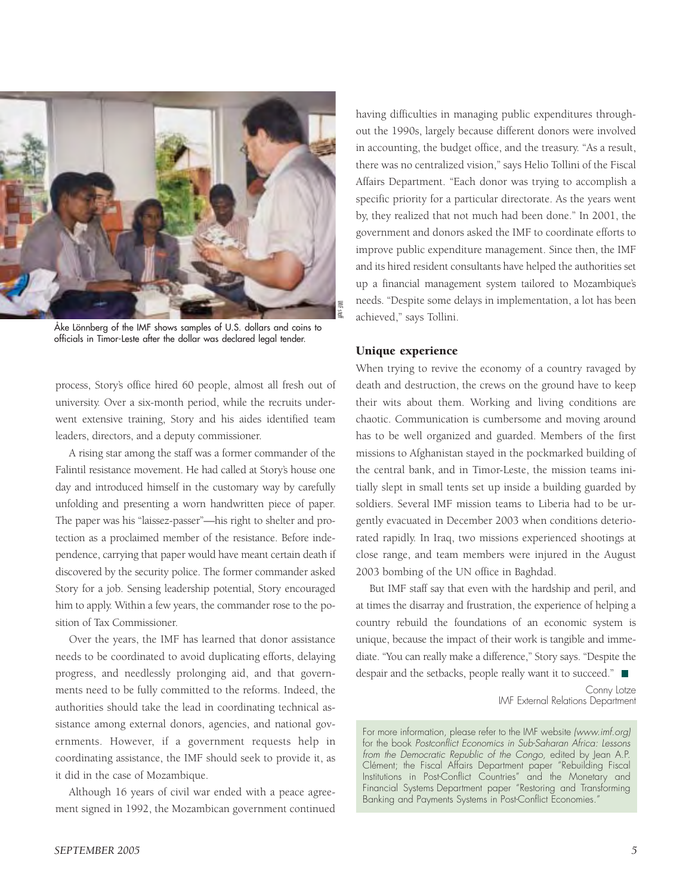Åke Lönnberg of the IMF shows samples of U.S. dollars and coins to officials in Timor-Leste after the dollar was declared legal tender.

process, Story's office hired 60 people, almost all fresh out of university. Over a six-month period, while the recruits underwent extensive training, Story and his aides identified team leaders, directors, and a deputy commissioner.

A rising star among the staff was a former commander of the Falintil resistance movement. He had called at Story's house one day and introduced himself in the customary way by carefully unfolding and presenting a worn handwritten piece of paper. The paper was his "laissez-passer"—his right to shelter and protection as a proclaimed member of the resistance. Before independence, carrying that paper would have meant certain death if discovered by the security police. The former commander asked Story for a job. Sensing leadership potential, Story encouraged him to apply. Within a few years, the commander rose to the position of Tax Commissioner.

Over the years, the IMF has learned that donor assistance needs to be coordinated to avoid duplicating efforts, delaying progress, and needlessly prolonging aid, and that governments need to be fully committed to the reforms. Indeed, the authorities should take the lead in coordinating technical assistance among external donors, agencies, and national governments. However, if a government requests help in coordinating assistance, the IMF should seek to provide it, as it did in the case of Mozambique.

Although 16 years of civil war ended with a peace agreement signed in 1992, the Mozambican government continued having difficulties in managing public expenditures throughout the 1990s, largely because different donors were involved in accounting, the budget office, and the treasury. "As a result, there was no centralized vision," says Helio Tollini of the Fiscal Affairs Department. "Each donor was trying to accomplish a specific priority for a particular directorate. As the years went by, they realized that not much had been done." In 2001, the government and donors asked the IMF to coordinate efforts to improve public expenditure management. Since then, the IMF and its hired resident consultants have helped the authorities set up a financial management system tailored to Mozambique's needs. "Despite some delays in implementation, a lot has been achieved," says Tollini.

## Unique experience

When trying to revive the economy of a country ravaged by death and destruction, the crews on the ground have to keep their wits about them. Working and living conditions are chaotic. Communication is cumbersome and moving around has to be well organized and guarded. Members of the first missions to Afghanistan stayed in the pockmarked building of the central bank, and in Timor-Leste, the mission teams initially slept in small tents set up inside a building guarded by soldiers. Several IMF mission teams to Liberia had to be urgently evacuated in December 2003 when conditions deteriorated rapidly. In Iraq, two missions experienced shootings at close range, and team members were injured in the August 2003 bombing of the UN office in Baghdad.

But IMF staff say that even with the hardship and peril, and at times the disarray and frustration, the experience of helping a country rebuild the foundations of an economic system is unique, because the impact of their work is tangible and immediate. "You can really make a difference," Story says. "Despite the despair and the setbacks, people really want it to succeed." ■

Conny Lotze
IMF External Relations Department

For more information, please refer to the IMF website *(www.imf.org)* for the book *Postconflict Economics in Sub-Saharan Africa: Lessons from the Democratic Republic of the Congo,* edited by Jean A.P. Clément; the Fiscal Affairs Department paper "Rebuilding Fiscal Institutions in Post-Conflict Countries" and the Monetary and Financial Systems Department paper "Restoring and Transforming Banking and Payments Systems in Post-Conflict Economies."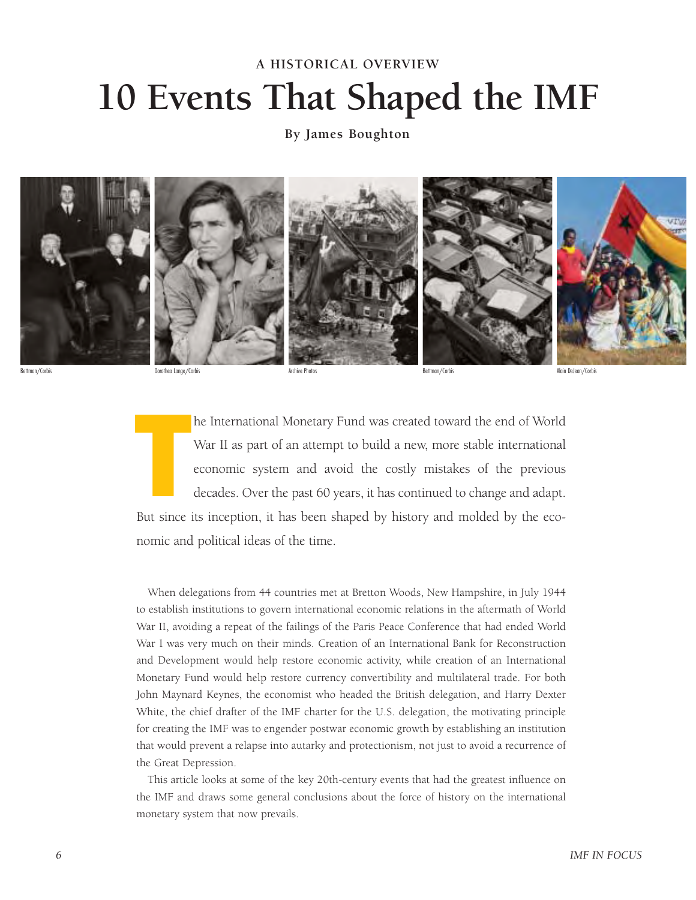A HISTORICAL OVERVIEW

# 10 Events That Shaped the IMF

**By James Boughton**

Bettman/Corbis Dorothea Lange/Corbis Archive Photos Bettman/Corbis Alain DeJean/Corbis

The International Monetary Fund was created toward the end of World War II as part of an attempt to build a new, more stable international economic system and avoid the costly mistakes of the previous decades. Over the past 60 years, it has continued to change and adapt. But since its inception, it has been shaped by history and molded by the economic and political ideas of the time.

When delegations from 44 countries met at Bretton Woods, New Hampshire, in July 1944 to establish institutions to govern international economic relations in the aftermath of World War II, avoiding a repeat of the failings of the Paris Peace Conference that had ended World War I was very much on their minds. Creation of an International Bank for Reconstruction and Development would help restore economic activity, while creation of an International Monetary Fund would help restore currency convertibility and multilateral trade. For both John Maynard Keynes, the economist who headed the British delegation, and Harry Dexter White, the chief drafter of the IMF charter for the U.S. delegation, the motivating principle for creating the IMF was to engender postwar economic growth by establishing an institution that would prevent a relapse into autarky and protectionism, not just to avoid a recurrence of the Great Depression.

This article looks at some of the key 20th-century events that had the greatest influence on the IMF and draws some general conclusions about the force of history on the international monetary system that now prevails.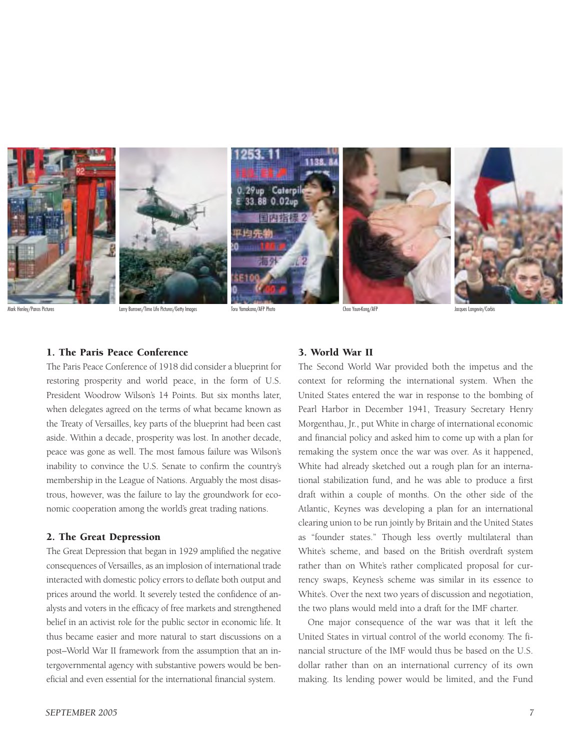Mark Henley/Panos Pictures

Larry Burrows/Time Life Pictures/Getty Images

Toru Yamanaka/AFP Photo

Choo Youn-Kong/AFP

Jacques Langevin/Corbis

### 1. The Paris Peace Conference

The Paris Peace Conference of 1918 did consider a blueprint for restoring prosperity and world peace, in the form of U.S. President Woodrow Wilson's 14 Points. But six months later, when delegates agreed on the terms of what became known as the Treaty of Versailles, key parts of the blueprint had been cast aside. Within a decade, prosperity was lost. In another decade, peace was gone as well. The most famous failure was Wilson's inability to convince the U.S. Senate to confirm the country's membership in the League of Nations. Arguably the most disastrous, however, was the failure to lay the groundwork for economic cooperation among the world's great trading nations.

### 2. The Great Depression

The Great Depression that began in 1929 amplified the negative consequences of Versailles, as an implosion of international trade interacted with domestic policy errors to deflate both output and prices around the world. It severely tested the confidence of analysts and voters in the efficacy of free markets and strengthened belief in an activist role for the public sector in economic life. It thus became easier and more natural to start discussions on a post–World War II framework from the assumption that an intergovernmental agency with substantive powers would be beneficial and even essential for the international financial system.

### 3. World War II

The Second World War provided both the impetus and the context for reforming the international system. When the United States entered the war in response to the bombing of Pearl Harbor in December 1941, Treasury Secretary Henry Morgenthau, Jr., put White in charge of international economic and financial policy and asked him to come up with a plan for remaking the system once the war was over. As it happened, White had already sketched out a rough plan for an international stabilization fund, and he was able to produce a first draft within a couple of months. On the other side of the Atlantic, Keynes was developing a plan for an international clearing union to be run jointly by Britain and the United States as "founder states." Though less overtly multilateral than White's scheme, and based on the British overdraft system rather than on White's rather complicated proposal for currency swaps, Keynes's scheme was similar in its essence to White's. Over the next two years of discussion and negotiation, the two plans would meld into a draft for the IMF charter.

One major consequence of the war was that it left the United States in virtual control of the world economy. The financial structure of the IMF would thus be based on the U.S. dollar rather than on an international currency of its own making. Its lending power would be limited, and the Fund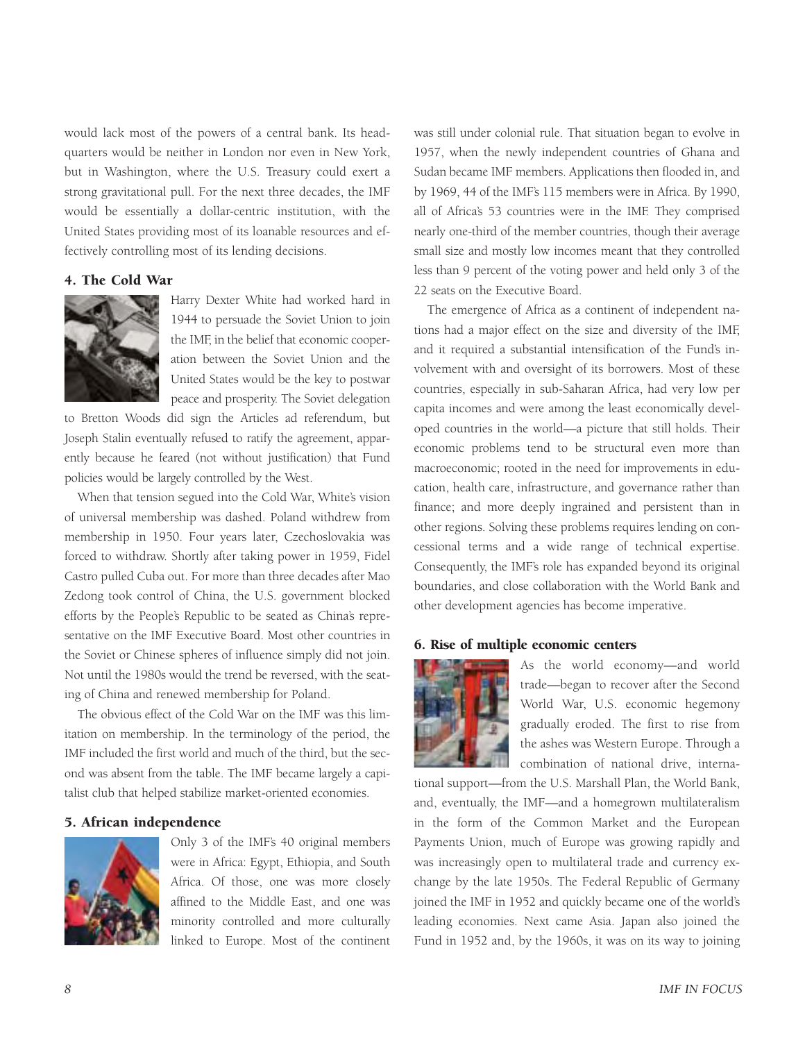would lack most of the powers of a central bank. Its headquarters would be neither in London nor even in New York, but in Washington, where the U.S. Treasury could exert a strong gravitational pull. For the next three decades, the IMF would be essentially a dollar-centric institution, with the United States providing most of its loanable resources and effectively controlling most of its lending decisions.

### 4. The Cold War

Harry Dexter White had worked hard in 1944 to persuade the Soviet Union to join the IMF, in the belief that economic cooperation between the Soviet Union and the United States would be the key to postwar peace and prosperity. The Soviet delegation to Bretton Woods did sign the Articles ad referendum, but Joseph Stalin eventually refused to ratify the agreement, apparently because he feared (not without justification) that Fund policies would be largely controlled by the West.

When that tension segued into the Cold War, White's vision of universal membership was dashed. Poland withdrew from membership in 1950. Four years later, Czechoslovakia was forced to withdraw. Shortly after taking power in 1959, Fidel Castro pulled Cuba out. For more than three decades after Mao Zedong took control of China, the U.S. government blocked efforts by the People's Republic to be seated as China's representative on the IMF Executive Board. Most other countries in the Soviet or Chinese spheres of influence simply did not join. Not until the 1980s would the trend be reversed, with the seating of China and renewed membership for Poland.

The obvious effect of the Cold War on the IMF was this limitation on membership. In the terminology of the period, the IMF included the first world and much of the third, but the second was absent from the table. The IMF became largely a capitalist club that helped stabilize market-oriented economies.

### 5. African independence

Only 3 of the IMF's 40 original members were in Africa: Egypt, Ethiopia, and South Africa. Of those, one was more closely affined to the Middle East, and one was minority controlled and more culturally linked to Europe. Most of the continent was still under colonial rule. That situation began to evolve in 1957, when the newly independent countries of Ghana and Sudan became IMF members. Applications then flooded in, and by 1969, 44 of the IMF's 115 members were in Africa. By 1990, all of Africa's 53 countries were in the IMF. They comprised nearly one-third of the member countries, though their average small size and mostly low incomes meant that they controlled less than 9 percent of the voting power and held only 3 of the 22 seats on the Executive Board.

The emergence of Africa as a continent of independent nations had a major effect on the size and diversity of the IMF, and it required a substantial intensification of the Fund's involvement with and oversight of its borrowers. Most of these countries, especially in sub-Saharan Africa, had very low per capita incomes and were among the least economically developed countries in the world—a picture that still holds. Their economic problems tend to be structural even more than macroeconomic; rooted in the need for improvements in education, health care, infrastructure, and governance rather than finance; and more deeply ingrained and persistent than in other regions. Solving these problems requires lending on concessional terms and a wide range of technical expertise. Consequently, the IMF's role has expanded beyond its original boundaries, and close collaboration with the World Bank and other development agencies has become imperative.

### 6. Rise of multiple economic centers

As the world economy—and world trade—began to recover after the Second World War, U.S. economic hegemony gradually eroded. The first to rise from the ashes was Western Europe. Through a combination of national drive, international support—from the U.S. Marshall Plan, the World Bank, and, eventually, the IMF—and a homegrown multilateralism in the form of the Common Market and the European Payments Union, much of Europe was growing rapidly and was increasingly open to multilateral trade and currency exchange by the late 1950s. The Federal Republic of Germany joined the IMF in 1952 and quickly became one of the world's leading economies. Next came Asia. Japan also joined the Fund in 1952 and, by the 1960s, it was on its way to joining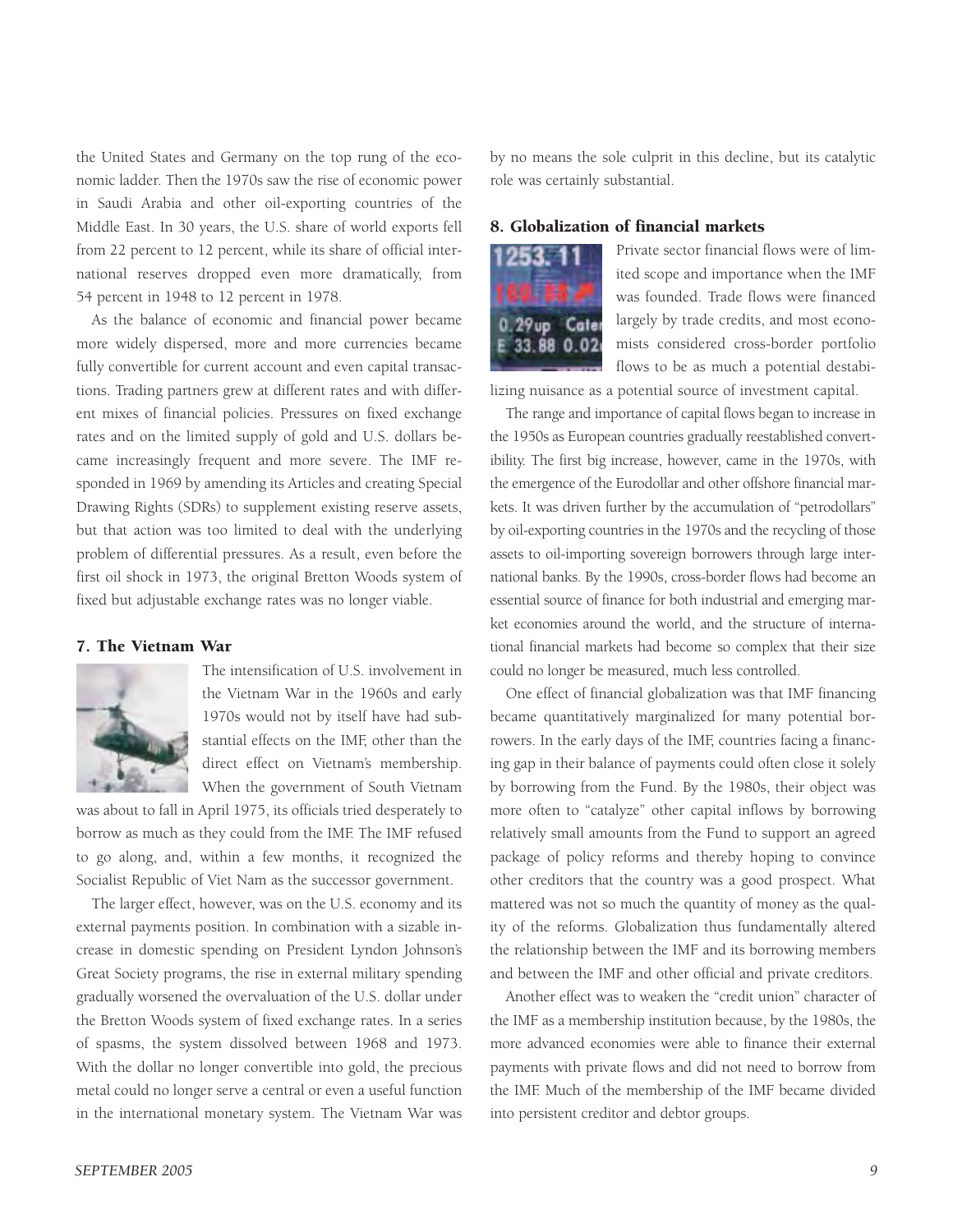the United States and Germany on the top rung of the economic ladder. Then the 1970s saw the rise of economic power in Saudi Arabia and other oil-exporting countries of the Middle East. In 30 years, the U.S. share of world exports fell from 22 percent to 12 percent, while its share of official international reserves dropped even more dramatically, from 54 percent in 1948 to 12 percent in 1978.

As the balance of economic and financial power became more widely dispersed, more and more currencies became fully convertible for current account and even capital transactions. Trading partners grew at different rates and with different mixes of financial policies. Pressures on fixed exchange rates and on the limited supply of gold and U.S. dollars became increasingly frequent and more severe. The IMF responded in 1969 by amending its Articles and creating Special Drawing Rights (SDRs) to supplement existing reserve assets, but that action was too limited to deal with the underlying problem of differential pressures. As a result, even before the first oil shock in 1973, the original Bretton Woods system of fixed but adjustable exchange rates was no longer viable.

## 7. The Vietnam War

The intensification of U.S. involvement in the Vietnam War in the 1960s and early 1970s would not by itself have had substantial effects on the IMF, other than the direct effect on Vietnam's membership. When the government of South Vietnam was about to fall in April 1975, its officials tried desperately to borrow as much as they could from the IMF. The IMF refused to go along, and, within a few months, it recognized the Socialist Republic of Viet Nam as the successor government.

The larger effect, however, was on the U.S. economy and its external payments position. In combination with a sizable increase in domestic spending on President Lyndon Johnson's Great Society programs, the rise in external military spending gradually worsened the overvaluation of the U.S. dollar under the Bretton Woods system of fixed exchange rates. In a series of spasms, the system dissolved between 1968 and 1973. With the dollar no longer convertible into gold, the precious metal could no longer serve a central or even a useful function in the international monetary system. The Vietnam War was by no means the sole culprit in this decline, but its catalytic role was certainly substantial.

## 8. Globalization of financial markets

Private sector financial flows were of limited scope and importance when the IMF was founded. Trade flows were financed largely by trade credits, and most economists considered cross-border portfolio flows to be as much a potential destabilizing nuisance as a potential source of investment capital.

The range and importance of capital flows began to increase in the 1950s as European countries gradually reestablished convertibility. The first big increase, however, came in the 1970s, with the emergence of the Eurodollar and other offshore financial markets. It was driven further by the accumulation of "petrodollars" by oil-exporting countries in the 1970s and the recycling of those assets to oil-importing sovereign borrowers through large international banks. By the 1990s, cross-border flows had become an essential source of finance for both industrial and emerging market economies around the world, and the structure of international financial markets had become so complex that their size could no longer be measured, much less controlled.

One effect of financial globalization was that IMF financing became quantitatively marginalized for many potential borrowers. In the early days of the IMF, countries facing a financing gap in their balance of payments could often close it solely by borrowing from the Fund. By the 1980s, their object was more often to "catalyze" other capital inflows by borrowing relatively small amounts from the Fund to support an agreed package of policy reforms and thereby hoping to convince other creditors that the country was a good prospect. What mattered was not so much the quantity of money as the quality of the reforms. Globalization thus fundamentally altered the relationship between the IMF and its borrowing members and between the IMF and other official and private creditors.

Another effect was to weaken the "credit union" character of the IMF as a membership institution because, by the 1980s, the more advanced economies were able to finance their external payments with private flows and did not need to borrow from the IMF. Much of the membership of the IMF became divided into persistent creditor and debtor groups.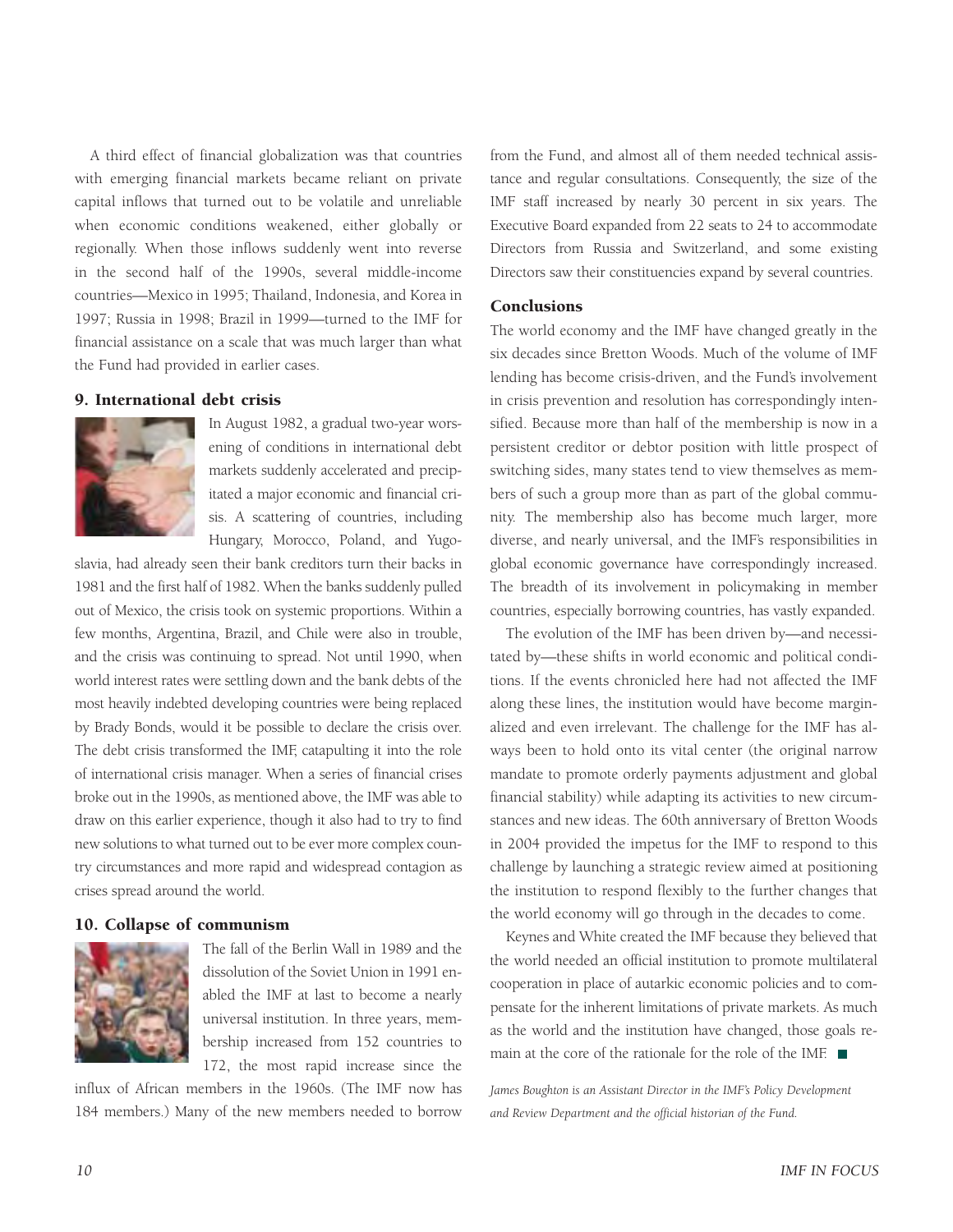A third effect of financial globalization was that countries with emerging financial markets became reliant on private capital inflows that turned out to be volatile and unreliable when economic conditions weakened, either globally or regionally. When those inflows suddenly went into reverse in the second half of the 1990s, several middle-income countries—Mexico in 1995; Thailand, Indonesia, and Korea in 1997; Russia in 1998; Brazil in 1999—turned to the IMF for financial assistance on a scale that was much larger than what the Fund had provided in earlier cases.

### 9. International debt crisis

In August 1982, a gradual two-year worsening of conditions in international debt markets suddenly accelerated and precipitated a major economic and financial crisis. A scattering of countries, including Hungary, Morocco, Poland, and Yugoslavia, had already seen their bank creditors turn their backs in 1981 and the first half of 1982. When the banks suddenly pulled out of Mexico, the crisis took on systemic proportions. Within a few months, Argentina, Brazil, and Chile were also in trouble, and the crisis was continuing to spread. Not until 1990, when world interest rates were settling down and the bank debts of the most heavily indebted developing countries were being replaced by Brady Bonds, would it be possible to declare the crisis over. The debt crisis transformed the IMF, catapulting it into the role of international crisis manager. When a series of financial crises broke out in the 1990s, as mentioned above, the IMF was able to draw on this earlier experience, though it also had to try to find new solutions to what turned out to be ever more complex country circumstances and more rapid and widespread contagion as crises spread around the world.

### 10. Collapse of communism

The fall of the Berlin Wall in 1989 and the dissolution of the Soviet Union in 1991 enabled the IMF at last to become a nearly universal institution. In three years, membership increased from 152 countries to 172, the most rapid increase since the influx of African members in the 1960s. (The IMF now has 184 members.) Many of the new members needed to borrow from the Fund, and almost all of them needed technical assistance and regular consultations. Consequently, the size of the IMF staff increased by nearly 30 percent in six years. The Executive Board expanded from 22 seats to 24 to accommodate Directors from Russia and Switzerland, and some existing Directors saw their constituencies expand by several countries.

### Conclusions

The world economy and the IMF have changed greatly in the six decades since Bretton Woods. Much of the volume of IMF lending has become crisis-driven, and the Fund's involvement in crisis prevention and resolution has correspondingly intensified. Because more than half of the membership is now in a persistent creditor or debtor position with little prospect of switching sides, many states tend to view themselves as members of such a group more than as part of the global community. The membership also has become much larger, more diverse, and nearly universal, and the IMF's responsibilities in global economic governance have correspondingly increased. The breadth of its involvement in policymaking in member countries, especially borrowing countries, has vastly expanded.

The evolution of the IMF has been driven by—and necessitated by—these shifts in world economic and political conditions. If the events chronicled here had not affected the IMF along these lines, the institution would have become marginalized and even irrelevant. The challenge for the IMF has always been to hold onto its vital center (the original narrow mandate to promote orderly payments adjustment and global financial stability) while adapting its activities to new circumstances and new ideas. The 60th anniversary of Bretton Woods in 2004 provided the impetus for the IMF to respond to this challenge by launching a strategic review aimed at positioning the institution to respond flexibly to the further changes that the world economy will go through in the decades to come.

Keynes and White created the IMF because they believed that the world needed an official institution to promote multilateral cooperation in place of autarkic economic policies and to compensate for the inherent limitations of private markets. As much as the world and the institution have changed, those goals remain at the core of the rationale for the role of the IMF. ■

*James Boughton is an Assistant Director in the IMF's Policy Development and Review Department and the official historian of the Fund.*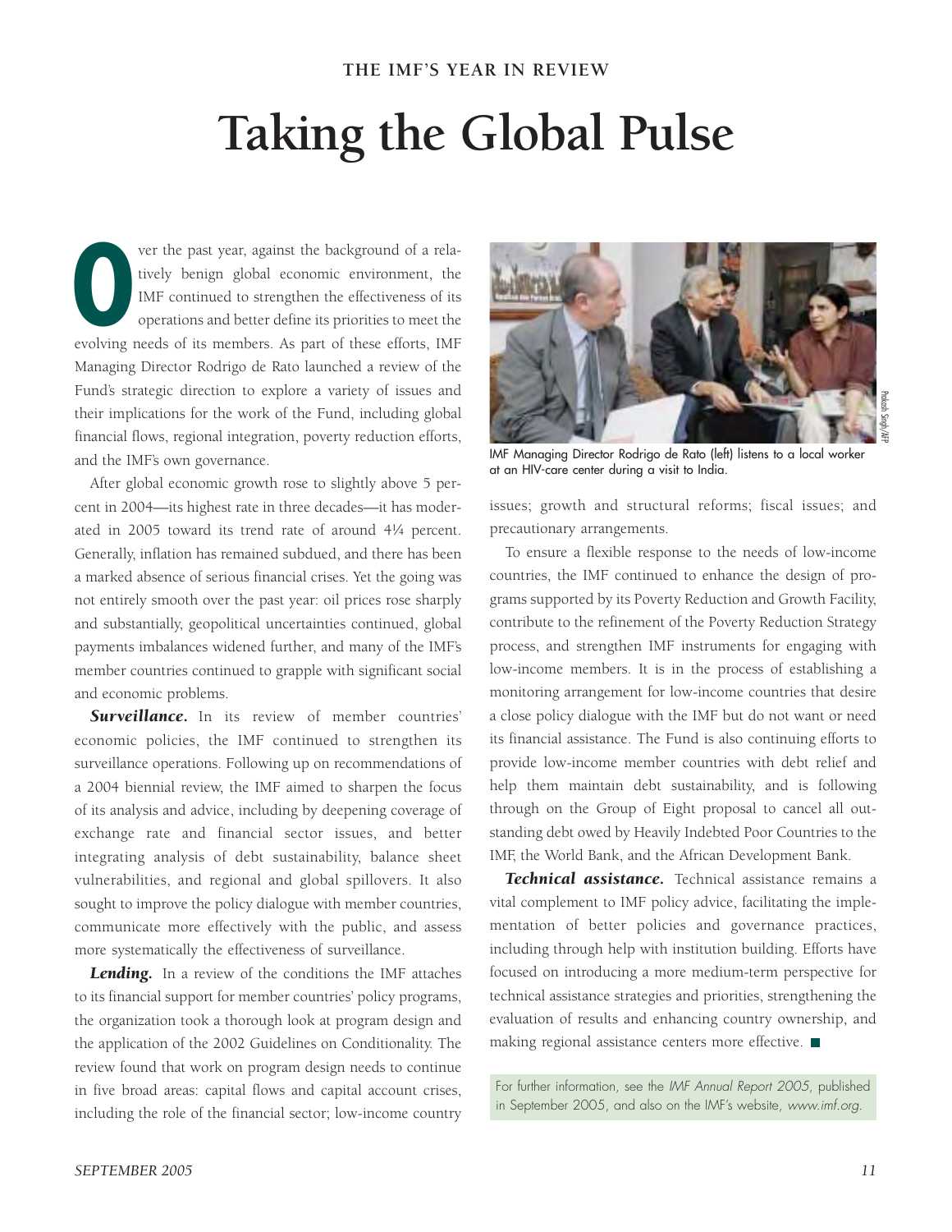THE IMF'S YEAR IN REVIEW

# Taking the Global Pulse

Over the past year, against the background of a relatively benign global economic environment, the IMF continued to strengthen the effectiveness of its operations and better define its priorities to meet the evolving needs of its members. As part of these efforts, IMF Managing Director Rodrigo de Rato launched a review of the Fund's strategic direction to explore a variety of issues and their implications for the work of the Fund, including global financial flows, regional integration, poverty reduction efforts, and the IMF's own governance.

After global economic growth rose to slightly above 5 percent in 2004—its highest rate in three decades—it has moderated in 2005 toward its trend rate of around 4¼ percent. Generally, inflation has remained subdued, and there has been a marked absence of serious financial crises. Yet the going was not entirely smooth over the past year: oil prices rose sharply and substantially, geopolitical uncertainties continued, global payments imbalances widened further, and many of the IMF's member countries continued to grapple with significant social and economic problems.

***Surveillance.*** In its review of member countries' economic policies, the IMF continued to strengthen its surveillance operations. Following up on recommendations of a 2004 biennial review, the IMF aimed to sharpen the focus of its analysis and advice, including by deepening coverage of exchange rate and financial sector issues, and better integrating analysis of debt sustainability, balance sheet vulnerabilities, and regional and global spillovers. It also sought to improve the policy dialogue with member countries, communicate more effectively with the public, and assess more systematically the effectiveness of surveillance.

***Lending.*** In a review of the conditions the IMF attaches to its financial support for member countries' policy programs, the organization took a thorough look at program design and the application of the 2002 Guidelines on Conditionality. The review found that work on program design needs to continue in five broad areas: capital flows and capital account crises, including the role of the financial sector; low-income country issues; growth and structural reforms; fiscal issues; and precautionary arrangements.

IMF Managing Director Rodrigo de Rato (left) listens to a local worker at an HIV-care center during a visit to India.

To ensure a flexible response to the needs of low-income countries, the IMF continued to enhance the design of programs supported by its Poverty Reduction and Growth Facility, contribute to the refinement of the Poverty Reduction Strategy process, and strengthen IMF instruments for engaging with low-income members. It is in the process of establishing a monitoring arrangement for low-income countries that desire a close policy dialogue with the IMF but do not want or need its financial assistance. The Fund is also continuing efforts to provide low-income member countries with debt relief and help them maintain debt sustainability, and is following through on the Group of Eight proposal to cancel all outstanding debt owed by Heavily Indebted Poor Countries to the IMF, the World Bank, and the African Development Bank.

***Technical assistance.*** Technical assistance remains a vital complement to IMF policy advice, facilitating the implementation of better policies and governance practices, including through help with institution building. Efforts have focused on introducing a more medium-term perspective for technical assistance strategies and priorities, strengthening the evaluation of results and enhancing country ownership, and making regional assistance centers more effective. ■

For further information, see the *IMF Annual Report 2005*, published in September 2005, and also on the IMF's website, *www.imf.org*.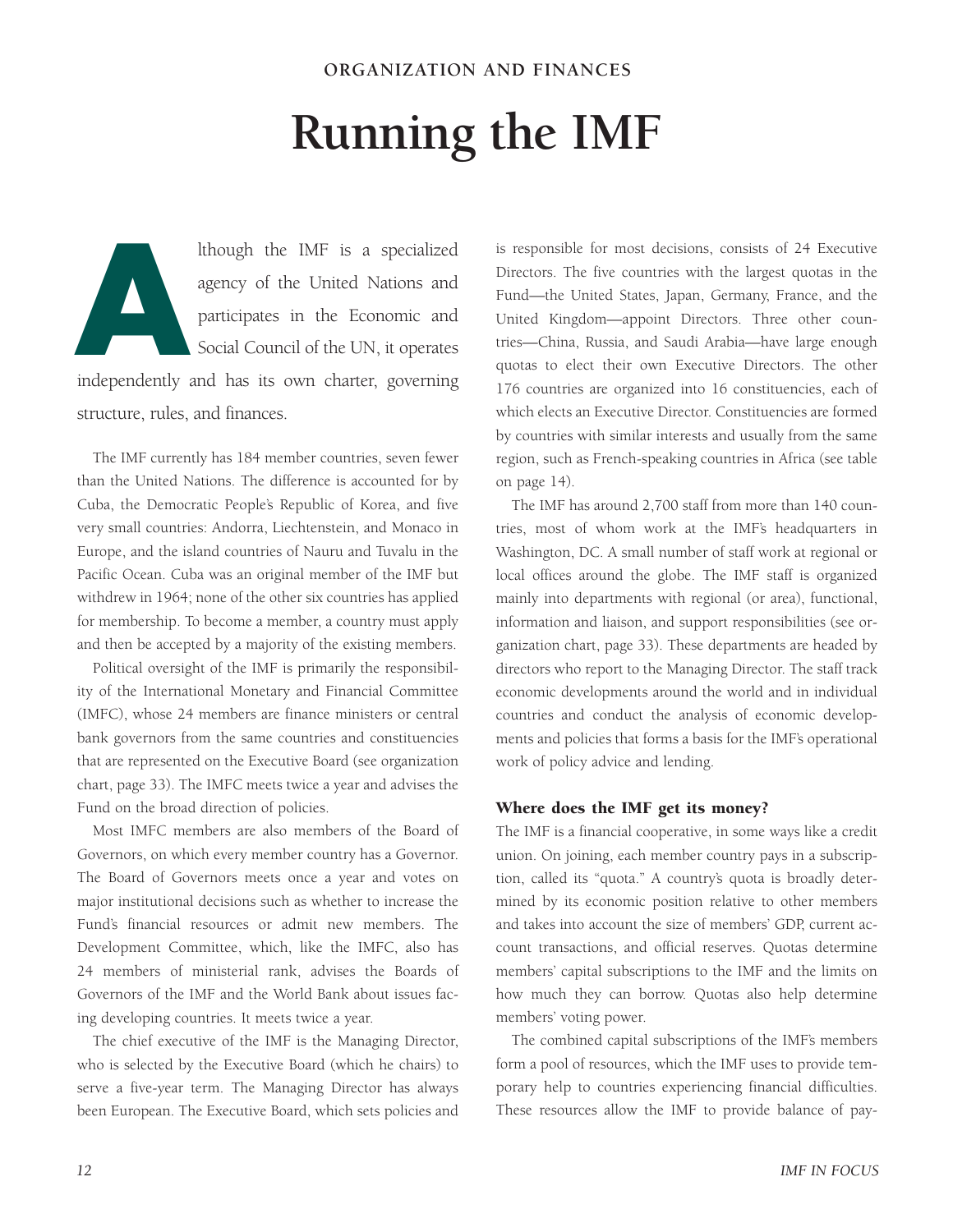ORGANIZATION AND FINANCES

# Running the IMF

Although the IMF is a specialized agency of the United Nations and participates in the Economic and Social Council of the UN, it operates independently and has its own charter, governing structure, rules, and finances.

The IMF currently has 184 member countries, seven fewer than the United Nations. The difference is accounted for by Cuba, the Democratic People's Republic of Korea, and five very small countries: Andorra, Liechtenstein, and Monaco in Europe, and the island countries of Nauru and Tuvalu in the Pacific Ocean. Cuba was an original member of the IMF but withdrew in 1964; none of the other six countries has applied for membership. To become a member, a country must apply and then be accepted by a majority of the existing members.

Political oversight of the IMF is primarily the responsibility of the International Monetary and Financial Committee (IMFC), whose 24 members are finance ministers or central bank governors from the same countries and constituencies that are represented on the Executive Board (see organization chart, page 33). The IMFC meets twice a year and advises the Fund on the broad direction of policies.

Most IMFC members are also members of the Board of Governors, on which every member country has a Governor. The Board of Governors meets once a year and votes on major institutional decisions such as whether to increase the Fund's financial resources or admit new members. The Development Committee, which, like the IMFC, also has 24 members of ministerial rank, advises the Boards of Governors of the IMF and the World Bank about issues facing developing countries. It meets twice a year.

The chief executive of the IMF is the Managing Director, who is selected by the Executive Board (which he chairs) to serve a five-year term. The Managing Director has always been European. The Executive Board, which sets policies and is responsible for most decisions, consists of 24 Executive Directors. The five countries with the largest quotas in the Fund—the United States, Japan, Germany, France, and the United Kingdom—appoint Directors. Three other countries—China, Russia, and Saudi Arabia—have large enough quotas to elect their own Executive Directors. The other 176 countries are organized into 16 constituencies, each of which elects an Executive Director. Constituencies are formed by countries with similar interests and usually from the same region, such as French-speaking countries in Africa (see table on page 14).

The IMF has around 2,700 staff from more than 140 countries, most of whom work at the IMF's headquarters in Washington, DC. A small number of staff work at regional or local offices around the globe. The IMF staff is organized mainly into departments with regional (or area), functional, information and liaison, and support responsibilities (see organization chart, page 33). These departments are headed by directors who report to the Managing Director. The staff track economic developments around the world and in individual countries and conduct the analysis of economic developments and policies that forms a basis for the IMF's operational work of policy advice and lending.

## Where does the IMF get its money?

The IMF is a financial cooperative, in some ways like a credit union. On joining, each member country pays in a subscription, called its "quota." A country's quota is broadly determined by its economic position relative to other members and takes into account the size of members' GDP, current account transactions, and official reserves. Quotas determine members' capital subscriptions to the IMF and the limits on how much they can borrow. Quotas also help determine members' voting power.

The combined capital subscriptions of the IMF's members form a pool of resources, which the IMF uses to provide temporary help to countries experiencing financial difficulties. These resources allow the IMF to provide balance of pay-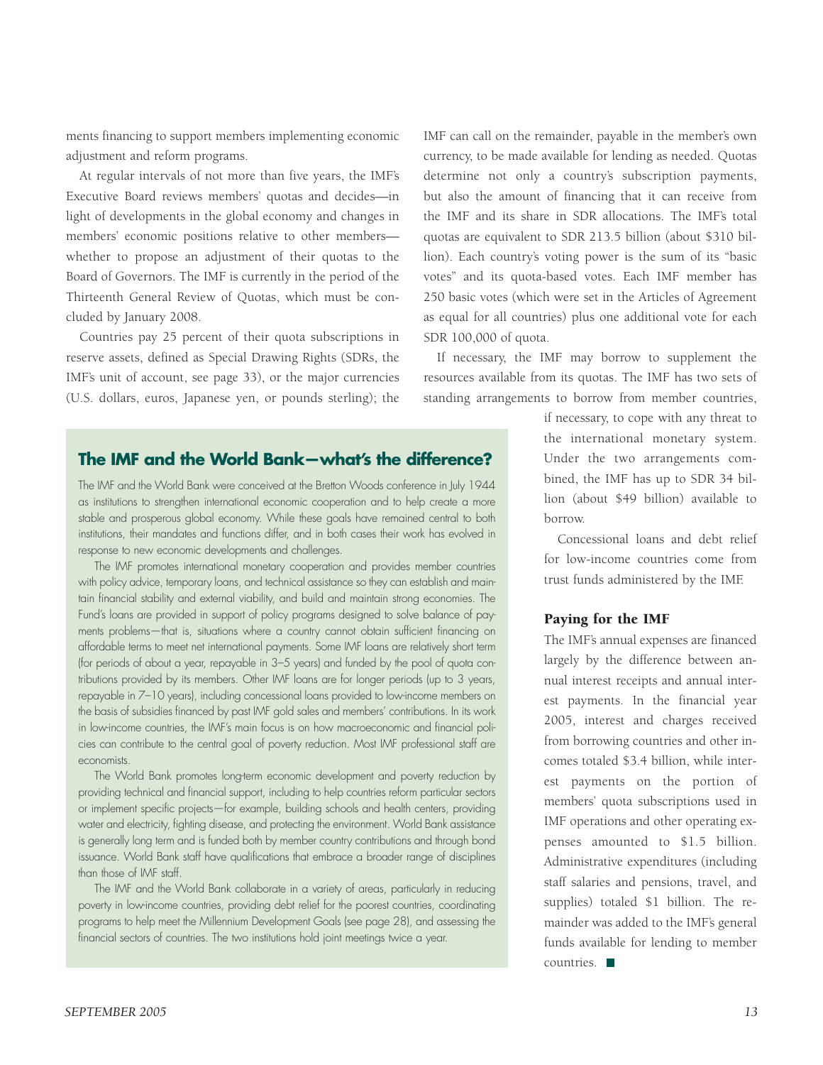ments financing to support members implementing economic adjustment and reform programs.

At regular intervals of not more than five years, the IMF's Executive Board reviews members' quotas and decides—in light of developments in the global economy and changes in members' economic positions relative to other members—whether to propose an adjustment of their quotas to the Board of Governors. The IMF is currently in the period of the Thirteenth General Review of Quotas, which must be concluded by January 2008.

Countries pay 25 percent of their quota subscriptions in reserve assets, defined as Special Drawing Rights (SDRs, the IMF's unit of account, see page 33), or the major currencies (U.S. dollars, euros, Japanese yen, or pounds sterling); the IMF can call on the remainder, payable in the member's own currency, to be made available for lending as needed. Quotas determine not only a country's subscription payments, but also the amount of financing that it can receive from the IMF and its share in SDR allocations. The IMF's total quotas are equivalent to SDR 213.5 billion (about $310 billion). Each country's voting power is the sum of its "basic votes" and its quota-based votes. Each IMF member has 250 basic votes (which were set in the Articles of Agreement as equal for all countries) plus one additional vote for each SDR 100,000 of quota.

If necessary, the IMF may borrow to supplement the resources available from its quotas. The IMF has two sets of standing arrangements to borrow from member countries, if necessary, to cope with any threat to the international monetary system. Under the two arrangements combined, the IMF has up to SDR 34 billion (about $49 billion) available to borrow.

Concessional loans and debt relief for low-income countries come from trust funds administered by the IMF.

### Paying for the IMF

The IMF's annual expenses are financed largely by the difference between annual interest receipts and annual interest payments. In the financial year 2005, interest and charges received from borrowing countries and other incomes totaled $3.4 billion, while interest payments on the portion of members' quota subscriptions used in IMF operations and other operating expenses amounted to $1.5 billion. Administrative expenditures (including staff salaries and pensions, travel, and supplies) totaled $1 billion. The remainder was added to the IMF's general funds available for lending to member countries. ■

## The IMF and the World Bank—what's the difference?

The IMF and the World Bank were conceived at the Bretton Woods conference in July 1944 as institutions to strengthen international economic cooperation and to help create a more stable and prosperous global economy. While these goals have remained central to both institutions, their mandates and functions differ, and in both cases their work has evolved in response to new economic developments and challenges.

The IMF promotes international monetary cooperation and provides member countries with policy advice, temporary loans, and technical assistance so they can establish and maintain financial stability and external viability, and build and maintain strong economies. The Fund's loans are provided in support of policy programs designed to solve balance of payments problems—that is, situations where a country cannot obtain sufficient financing on affordable terms to meet net international payments. Some IMF loans are relatively short term (for periods of about a year, repayable in 3–5 years) and funded by the pool of quota contributions provided by its members. Other IMF loans are for longer periods (up to 3 years, repayable in 7–10 years), including concessional loans provided to low-income members on the basis of subsidies financed by past IMF gold sales and members' contributions. In its work in low-income countries, the IMF's main focus is on how macroeconomic and financial policies can contribute to the central goal of poverty reduction. Most IMF professional staff are economists.

The World Bank promotes long-term economic development and poverty reduction by providing technical and financial support, including to help countries reform particular sectors or implement specific projects—for example, building schools and health centers, providing water and electricity, fighting disease, and protecting the environment. World Bank assistance is generally long term and is funded both by member country contributions and through bond issuance. World Bank staff have qualifications that embrace a broader range of disciplines than those of IMF staff.

The IMF and the World Bank collaborate in a variety of areas, particularly in reducing poverty in low-income countries, providing debt relief for the poorest countries, coordinating programs to help meet the Millennium Development Goals (see page 28), and assessing the financial sectors of countries. The two institutions hold joint meetings twice a year.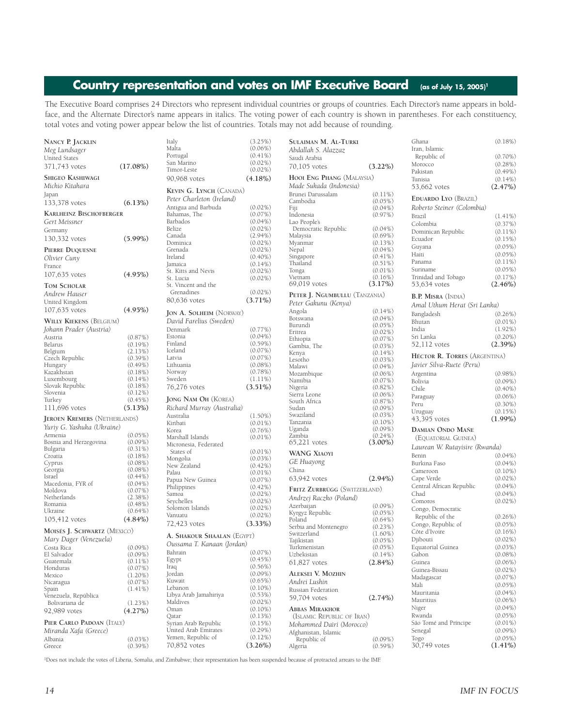## Country representation and votes on IMF Executive Board (as of July 15, 2005)[1]

The Executive Board comprises 24 Directors who represent individual countries or groups of countries. Each Director's name appears in boldface, and the Alternate Director's name appears in italics. The voting power of each country is shown in parentheses. For each constituency, total votes and voting power appear below the list of countries. Totals may not add because of rounding.

**Nancy P. Jacklin**
*Meg Lundsager*
United States
371,743 votes **(17.08%)**

**Shigeo Kashiwagi**
*Michio Kitahara*
Japan
133,378 votes **(6.13%)**

**Karlheinz Bischofberger**
*Gert Meissner*
Germany
130,332 votes **(5.99%)**

**Pierre Duquesne**
*Olivier Cuny*
France
107,635 votes **(4.95%)**

**Tom Scholar**
*Andrew Hauser*
United Kingdom
107,635 votes **(4.95%)**

**Willy Kiekens (Belgium)**
*Johann Prader (Austria)*

| | |
|---|---|
| Austria | (0.87%) |
| Belarus | (0.19%) |
| Belgium | (2.13%) |
| Czech Republic | (0.39%) |
| Hungary | (0.49%) |
| Kazakhstan | (0.18%) |
| Luxembourg | (0.14%) |
| Slovak Republic | (0.18%) |
| Slovenia | (0.12%) |
| Turkey | (0.45%) |
| 111,696 votes | **(5.13%)** |

**Jeroen Kremers (Netherlands)**
*Yuriy G. Yashuka (Ukraine)*

| | |
|---|---|
| Armenia | (0.05%) |
| Bosnia and Herzegovina | (0.09%) |
| Bulgaria | (0.31%) |
| Croatia | (0.18%) |
| Cyprus | (0.08%) |
| Georgia | (0.08%) |
| Israel | (0.44%) |
| Macedonia, FYR of | (0.04%) |
| Moldova | (0.07%) |
| Netherlands | (2.38%) |
| Romania | (0.48%) |
| Ukraine | (0.64%) |
| 105,412 votes | **(4.84%)** |

**Moisés J. Schwartz (Mexico)**
*Mary Dager (Venezuela)*

| | |
|---|---|
| Costa Rica | (0.09%) |
| El Salvador | (0.09%) |
| Guatemala | (0.11%) |
| Honduras | (0.07%) |
| Mexico | (1.20%) |
| Nicaragua | (0.07%) |
| Spain | (1.41%) |
| Venezuela, República Bolivariana de | (1.23%) |
| 92,989 votes | **(4.27%)** |

**Pier Carlo Padoan (Italy)**
*Miranda Xafa (Greece)*

| | |
|---|---|
| Albania | (0.03%) |
| Greece | (0.39%) |
| Italy | (3.25%) |
| Malta | (0.06%) |
| Portugal | (0.41%) |
| San Marino | (0.02%) |
| Timor-Leste | (0.02%) |
| 90,968 votes | **(4.18%)** |

**Kevin G. Lynch (Canada)**
*Peter Charleton (Ireland)*

| | |
|---|---|
| Antigua and Barbuda | (0.02%) |
| Bahamas, The | (0.07%) |
| Barbados | (0.04%) |
| Belize | (0.02%) |
| Canada | (2.94%) |
| Dominica | (0.02%) |
| Grenada | (0.02%) |
| Ireland | (0.40%) |
| Jamaica | (0.14%) |
| St. Kitts and Nevis | (0.02%) |
| St. Lucia | (0.02%) |
| St. Vincent and the Grenadines | (0.02%) |
| 80,636 votes | **(3.71%)** |

**Jon A. Solheim (Norway)**
*David Farelius (Sweden)*

| | |
|---|---|
| Denmark | (0.77%) |
| Estonia | (0.04%) |
| Finland | (0.59%) |
| Iceland | (0.07%) |
| Latvia | (0.07%) |
| Lithuania | (0.08%) |
| Norway | (0.78%) |
| Sweden | (1.11%) |
| 76,276 votes | **(3.51%)** |

**Jong Nam Oh (Korea)**
*Richard Murray (Australia)*

| | |
|---|---|
| Australia | (1.50%) |
| Kiribati | (0.01%) |
| Korea | (0.76%) |
| Marshall Islands | (0.01%) |
| Micronesia, Federated States of | (0.01%) |
| Mongolia | (0.03%) |
| New Zealand | (0.42%) |
| Palau | (0.01%) |
| Papua New Guinea | (0.07%) |
| Philippines | (0.42%) |
| Samoa | (0.02%) |
| Seychelles | (0.02%) |
| Solomon Islands | (0.02%) |
| Vanuatu | (0.02%) |
| 72,423 votes | **(3.33%)** |

**A. Shakour Shaalan (Egypt)**
*Oussama T. Kanaan (Jordan)*

| | |
|---|---|
| Bahrain | (0.07%) |
| Egypt | (0.45%) |
| Iraq | (0.56%) |
| Jordan | (0.09%) |
| Kuwait | (0.65%) |
| Lebanon | (0.10%) |
| Libya Arab Jamahiriya | (0.53%) |
| Maldives | (0.02%) |
| Oman | (0.10%) |
| Qatar | (0.13%) |
| Syrian Arab Republic | (0.15%) |
| United Arab Emirates | (0.29%) |
| Yemen, Republic of | (0.12%) |
| 70,852 votes | **(3.26%)** |

**Sulaiman M. Al-Turki**
*Abdallah S. Alazzaz*
Saudi Arabia
70,105 votes **(3.22%)**

**Hooi Eng Phang (Malaysia)**
*Made Sukada (Indonesia)*

| | |
|---|---|
| Brunei Darussalam | (0.11%) |
| Cambodia | (0.05%) |
| Fiji | (0.04%) |
| Indonesia | (0.97%) |
| Lao People's Democratic Republic | (0.04%) |
| Malaysia | (0.69%) |
| Myanmar | (0.13%) |
| Nepal | (0.04%) |
| Singapore | (0.41%) |
| Thailand | (0.51%) |
| Tonga | (0.01%) |
| Vietnam | (0.16%) |
| 69,019 votes | **(3.17%)** |

**Peter J. Ngumbullu (Tanzania)**
*Peter Gakunu (Kenya)*

| | |
|---|---|
| Angola | (0.14%) |
| Botswana | (0.04%) |
| Burundi | (0.05%) |
| Eritrea | (0.02%) |
| Ethiopia | (0.07%) |
| Gambia, The | (0.03%) |
| Kenya | (0.14%) |
| Lesotho | (0.03%) |
| Malawi | (0.04%) |
| Mozambique | (0.06%) |
| Namibia | (0.07%) |
| Nigeria | (0.82%) |
| Sierra Leone | (0.06%) |
| South Africa | (0.87%) |
| Sudan | (0.09%) |
| Swaziland | (0.03%) |
| Tanzania | (0.10%) |
| Uganda | (0.09%) |
| Zambia | (0.24%) |
| 65,221 votes | **(3.00%)** |

**Wang Xiaoyi**
*GE Huayong*
China
63,942 votes **(2.94%)**

**Fritz Zurbrügg (Switzerland)**
*Andrzej Raczko (Poland)*

| | |
|---|---|
| Azerbaijan | (0.09%) |
| Kyrgyz Republic | (0.05%) |
| Poland | (0.64%) |
| Serbia and Montenegro | (0.23%) |
| Switzerland | (1.60%) |
| Tajikistan | (0.05%) |
| Turkmenistan | (0.05%) |
| Uzbekistan | (0.14%) |
| 61,827 votes | **(2.84%)** |

**Aleksei V. Mozhin**
*Andrei Lushin*
Russian Federation
59,704 votes **(2.74%)**

**Abbas Mirakhor (Islamic Republic of Iran)**
*Mohammed Daïri (Morocco)*

| | |
|---|---|
| Afghanistan, Islamic Republic of | (0.09%) |
| Algeria | (0.59%) |
| Ghana | (0.18%) |
| Iran, Islamic Republic of | (0.70%) |
| Morocco | (0.28%) |
| Pakistan | (0.49%) |
| Tunisia | (0.14%) |
| 53,662 votes | **(2.47%)** |

**Eduardo Loyo (Brazil)**
*Roberto Steiner (Colombia)*

| | |
|---|---|
| Brazil | (1.41%) |
| Colombia | (0.37%) |
| Dominican Republic | (0.11%) |
| Ecuador | (0.15%) |
| Guyana | (0.05%) |
| Haiti | (0.05%) |
| Panama | (0.11%) |
| Suriname | (0.05%) |
| Trinidad and Tobago | (0.17%) |
| 53,634 votes | **(2.46%)** |

**B.P. Misra (India)**
*Amal Uthum Herat (Sri Lanka)*

| | |
|---|---|
| Bangladesh | (0.26%) |
| Bhutan | (0.01%) |
| India | (1.92%) |
| Sri Lanka | (0.20%) |
| 52,112 votes | **(2.39%)** |

**Héctor R. Torres (Argentina)**
*Javier Silva-Ruete (Peru)*

| | |
|---|---|
| Argentina | (0.98%) |
| Bolivia | (0.09%) |
| Chile | (0.40%) |
| Paraguay | (0.06%) |
| Peru | (0.30%) |
| Uruguay | (0.15%) |
| 43,395 votes | **(1.99%)** |

**Damian Ondo Mañe (Equatorial Guinea)**
*Laurean W. Rutayisire (Rwanda)*

| | |
|---|---|
| Benin | (0.04%) |
| Burkina Faso | (0.04%) |
| Cameroon | (0.10%) |
| Cape Verde | (0.02%) |
| Central African Republic | (0.04%) |
| Chad | (0.04%) |
| Comoros | (0.02%) |
| Congo, Democratic Republic of the | (0.26%) |
| Congo, Republic of | (0.05%) |
| Côte d'Ivoire | (0.16%) |
| Djibouti | (0.02%) |
| Equatorial Guinea | (0.03%) |
| Gabon | (0.08%) |
| Guinea | (0.06%) |
| Guinea-Bissau | (0.02%) |
| Madagascar | (0.07%) |
| Mali | (0.05%) |
| Mauritania | (0.04%) |
| Mauritius | (0.06%) |
| Niger | (0.04%) |
| Rwanda | (0.05%) |
| São Tomé and Príncipe | (0.01%) |
| Senegal | (0.09%) |
| Togo | (0.05%) |
| 30,749 votes | **(1.41%)** |

[1]Does not include the votes of Liberia, Somalia, and Zimbabwe; their representation has been suspended because of protracted arrears to the IMF.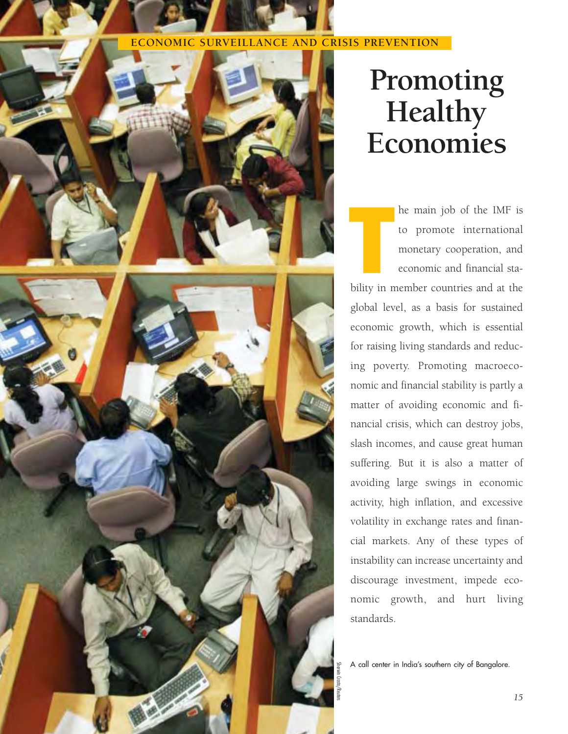ECONOMIC SURVEILLANCE AND CRISIS PREVENTION

# Promoting Healthy Economies

The main job of the IMF is to promote international monetary cooperation, and economic and financial stability in member countries and at the global level, as a basis for sustained economic growth, which is essential for raising living standards and reducing poverty. Promoting macroeconomic and financial stability is partly a matter of avoiding economic and financial crisis, which can destroy jobs, slash incomes, and cause great human suffering. But it is also a matter of avoiding large swings in economic activity, high inflation, and excessive volatility in exchange rates and financial markets. Any of these types of instability can increase uncertainty and discourage investment, impede economic growth, and hurt living standards.

A call center in India's southern city of Bangalore.

Sherwin Crasto/Reuters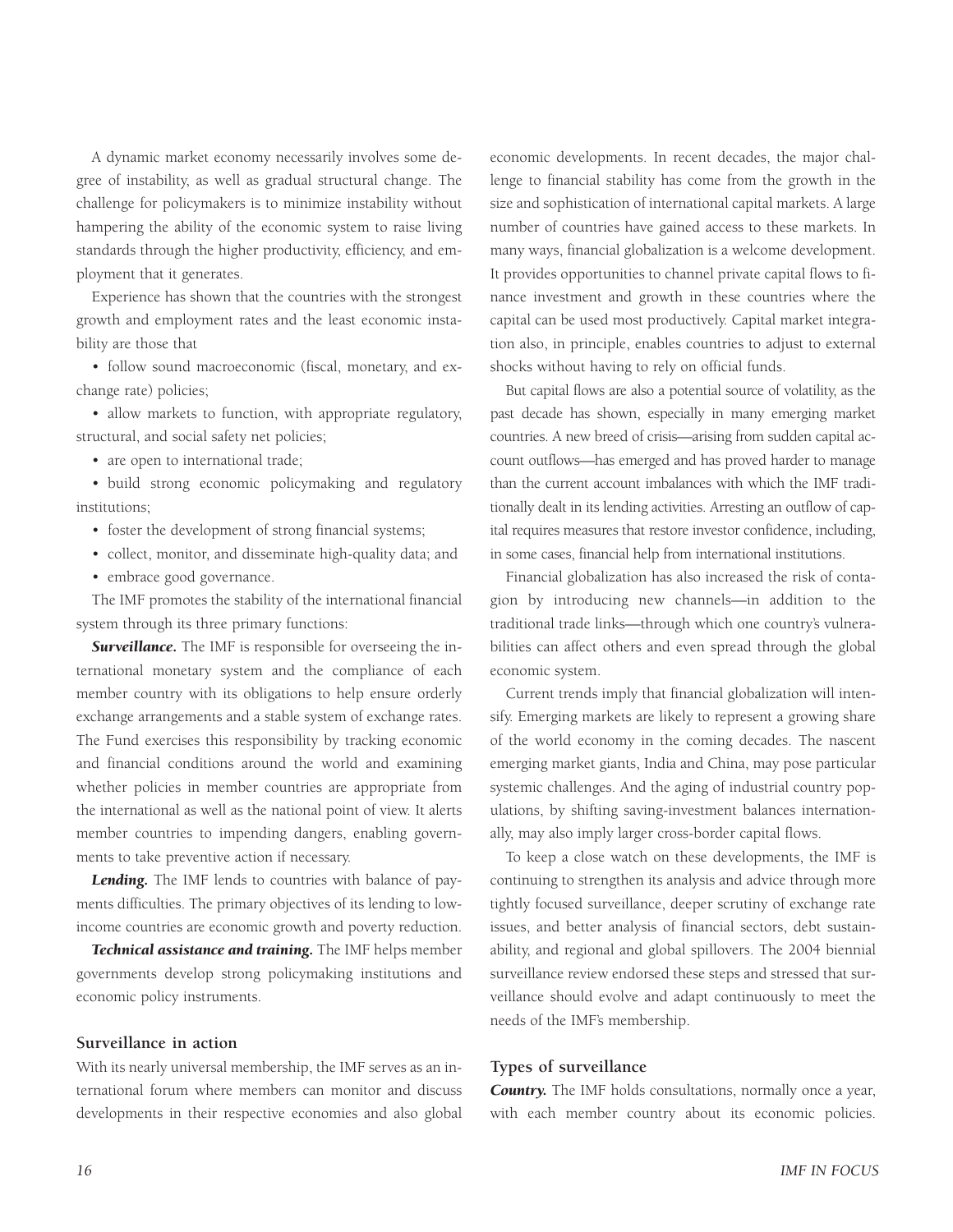A dynamic market economy necessarily involves some degree of instability, as well as gradual structural change. The challenge for policymakers is to minimize instability without hampering the ability of the economic system to raise living standards through the higher productivity, efficiency, and employment that it generates.

Experience has shown that the countries with the strongest growth and employment rates and the least economic instability are those that

- follow sound macroeconomic (fiscal, monetary, and exchange rate) policies;
- allow markets to function, with appropriate regulatory, structural, and social safety net policies;
- are open to international trade;
- build strong economic policymaking and regulatory institutions;
- foster the development of strong financial systems;
- collect, monitor, and disseminate high-quality data; and
- embrace good governance.

The IMF promotes the stability of the international financial system through its three primary functions:

***Surveillance.*** The IMF is responsible for overseeing the international monetary system and the compliance of each member country with its obligations to help ensure orderly exchange arrangements and a stable system of exchange rates. The Fund exercises this responsibility by tracking economic and financial conditions around the world and examining whether policies in member countries are appropriate from the international as well as the national point of view. It alerts member countries to impending dangers, enabling governments to take preventive action if necessary.

***Lending.*** The IMF lends to countries with balance of payments difficulties. The primary objectives of its lending to low-income countries are economic growth and poverty reduction.

***Technical assistance and training.*** The IMF helps member governments develop strong policymaking institutions and economic policy instruments.

### Surveillance in action

With its nearly universal membership, the IMF serves as an international forum where members can monitor and discuss developments in their respective economies and also global economic developments. In recent decades, the major challenge to financial stability has come from the growth in the size and sophistication of international capital markets. A large number of countries have gained access to these markets. In many ways, financial globalization is a welcome development. It provides opportunities to channel private capital flows to finance investment and growth in these countries where the capital can be used most productively. Capital market integration also, in principle, enables countries to adjust to external shocks without having to rely on official funds.

But capital flows are also a potential source of volatility, as the past decade has shown, especially in many emerging market countries. A new breed of crisis—arising from sudden capital account outflows—has emerged and has proved harder to manage than the current account imbalances with which the IMF traditionally dealt in its lending activities. Arresting an outflow of capital requires measures that restore investor confidence, including, in some cases, financial help from international institutions.

Financial globalization has also increased the risk of contagion by introducing new channels—in addition to the traditional trade links—through which one country's vulnerabilities can affect others and even spread through the global economic system.

Current trends imply that financial globalization will intensify. Emerging markets are likely to represent a growing share of the world economy in the coming decades. The nascent emerging market giants, India and China, may pose particular systemic challenges. And the aging of industrial country populations, by shifting saving-investment balances internationally, may also imply larger cross-border capital flows.

To keep a close watch on these developments, the IMF is continuing to strengthen its analysis and advice through more tightly focused surveillance, deeper scrutiny of exchange rate issues, and better analysis of financial sectors, debt sustainability, and regional and global spillovers. The 2004 biennial surveillance review endorsed these steps and stressed that surveillance should evolve and adapt continuously to meet the needs of the IMF's membership.

### Types of surveillance

***Country.*** The IMF holds consultations, normally once a year, with each member country about its economic policies.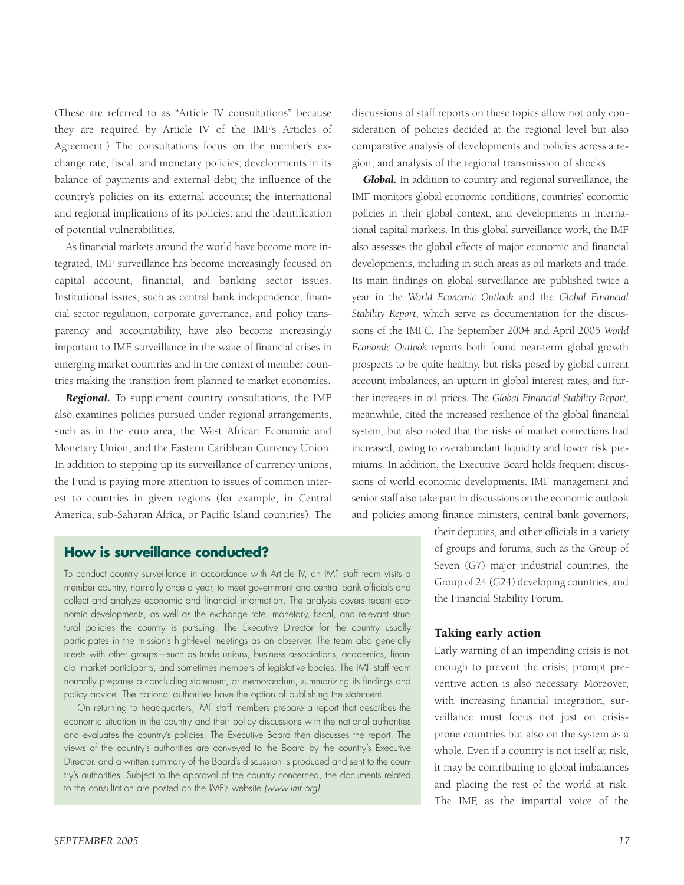(These are referred to as "Article IV consultations" because they are required by Article IV of the IMF's Articles of Agreement.) The consultations focus on the member's exchange rate, fiscal, and monetary policies; developments in its balance of payments and external debt; the influence of the country's policies on its external accounts; the international and regional implications of its policies; and the identification of potential vulnerabilities.

As financial markets around the world have become more integrated, IMF surveillance has become increasingly focused on capital account, financial, and banking sector issues. Institutional issues, such as central bank independence, financial sector regulation, corporate governance, and policy transparency and accountability, have also become increasingly important to IMF surveillance in the wake of financial crises in emerging market countries and in the context of member countries making the transition from planned to market economies.

***Regional.*** To supplement country consultations, the IMF also examines policies pursued under regional arrangements, such as in the euro area, the West African Economic and Monetary Union, and the Eastern Caribbean Currency Union. In addition to stepping up its surveillance of currency unions, the Fund is paying more attention to issues of common interest to countries in given regions (for example, in Central America, sub-Saharan Africa, or Pacific Island countries). The discussions of staff reports on these topics allow not only consideration of policies decided at the regional level but also comparative analysis of developments and policies across a region, and analysis of the regional transmission of shocks.

***Global.*** In addition to country and regional surveillance, the IMF monitors global economic conditions, countries' economic policies in their global context, and developments in international capital markets. In this global surveillance work, the IMF also assesses the global effects of major economic and financial developments, including in such areas as oil markets and trade. Its main findings on global surveillance are published twice a year in the *World Economic Outlook* and the *Global Financial Stability Report*, which serve as documentation for the discussions of the IMFC. The September 2004 and April 2005 *World Economic Outlook* reports both found near-term global growth prospects to be quite healthy, but risks posed by global current account imbalances, an upturn in global interest rates, and further increases in oil prices. The *Global Financial Stability Report,* meanwhile, cited the increased resilience of the global financial system, but also noted that the risks of market corrections had increased, owing to overabundant liquidity and lower risk premiums. In addition, the Executive Board holds frequent discussions of world economic developments. IMF management and senior staff also take part in discussions on the economic outlook and policies among finance ministers, central bank governors, their deputies, and other officials in a variety of groups and forums, such as the Group of Seven (G7) major industrial countries, the Group of 24 (G24) developing countries, and the Financial Stability Forum.

## How is surveillance conducted?

To conduct country surveillance in accordance with Article IV, an IMF staff team visits a member country, normally once a year, to meet government and central bank officials and collect and analyze economic and financial information. The analysis covers recent economic developments, as well as the exchange rate, monetary, fiscal, and relevant structural policies the country is pursuing. The Executive Director for the country usually participates in the mission's high-level meetings as an observer. The team also generally meets with other groups—such as trade unions, business associations, academics, financial market participants, and sometimes members of legislative bodies. The IMF staff team normally prepares a concluding statement, or memorandum, summarizing its findings and policy advice. The national authorities have the option of publishing the statement.

On returning to headquarters, IMF staff members prepare a report that describes the economic situation in the country and their policy discussions with the national authorities and evaluates the country's policies. The Executive Board then discusses the report. The views of the country's authorities are conveyed to the Board by the country's Executive Director, and a written summary of the Board's discussion is produced and sent to the country's authorities. Subject to the approval of the country concerned, the documents related to the consultation are posted on the IMF's website *(www.imf.org).*

## Taking early action

Early warning of an impending crisis is not enough to prevent the crisis; prompt preventive action is also necessary. Moreover, with increasing financial integration, surveillance must focus not just on crisis-prone countries but also on the system as a whole. Even if a country is not itself at risk, it may be contributing to global imbalances and placing the rest of the world at risk. The IMF, as the impartial voice of the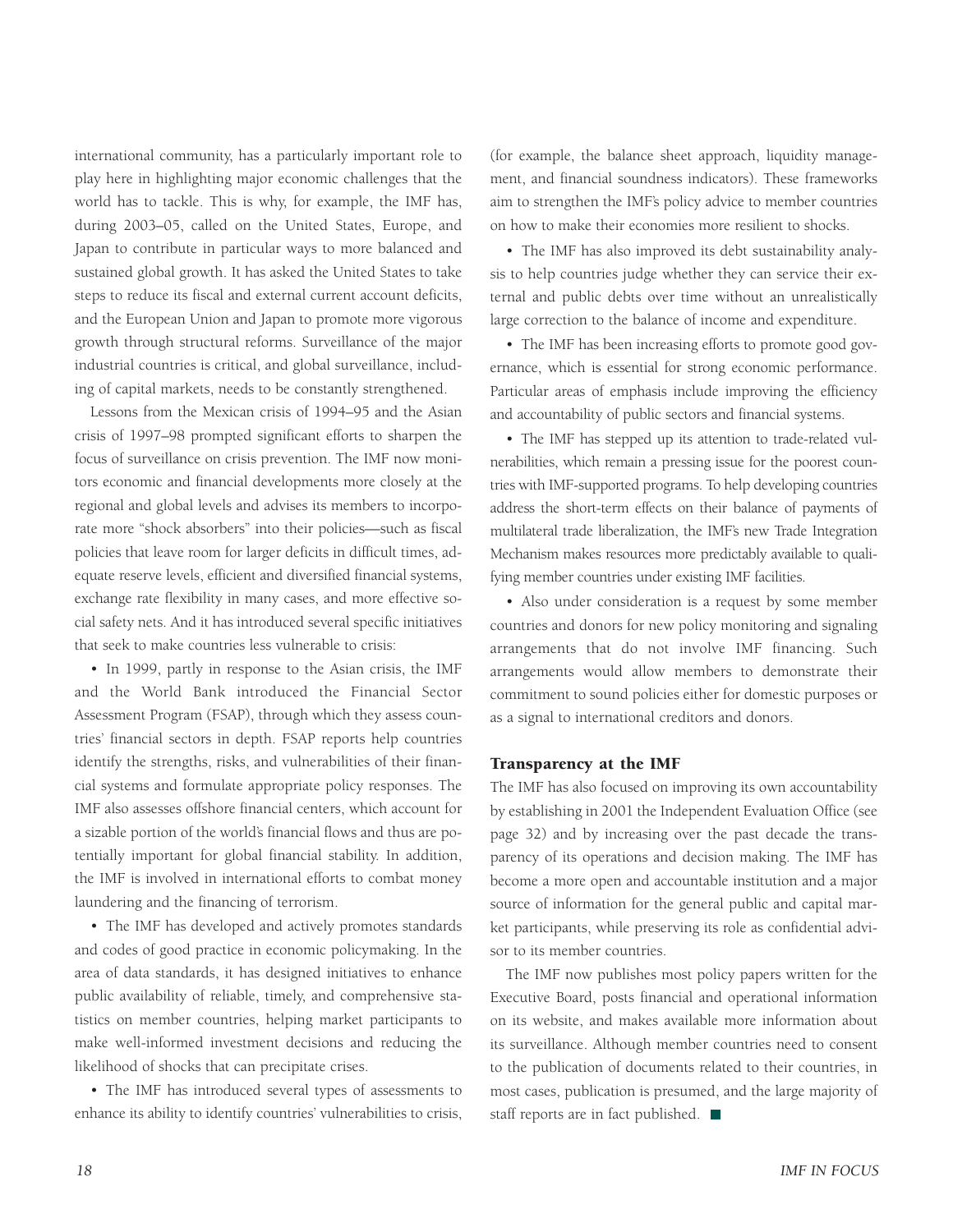international community, has a particularly important role to play here in highlighting major economic challenges that the world has to tackle. This is why, for example, the IMF has, during 2003–05, called on the United States, Europe, and Japan to contribute in particular ways to more balanced and sustained global growth. It has asked the United States to take steps to reduce its fiscal and external current account deficits, and the European Union and Japan to promote more vigorous growth through structural reforms. Surveillance of the major industrial countries is critical, and global surveillance, including of capital markets, needs to be constantly strengthened.

Lessons from the Mexican crisis of 1994–95 and the Asian crisis of 1997–98 prompted significant efforts to sharpen the focus of surveillance on crisis prevention. The IMF now monitors economic and financial developments more closely at the regional and global levels and advises its members to incorporate more "shock absorbers" into their policies—such as fiscal policies that leave room for larger deficits in difficult times, adequate reserve levels, efficient and diversified financial systems, exchange rate flexibility in many cases, and more effective social safety nets. And it has introduced several specific initiatives that seek to make countries less vulnerable to crisis:

- In 1999, partly in response to the Asian crisis, the IMF and the World Bank introduced the Financial Sector Assessment Program (FSAP), through which they assess countries' financial sectors in depth. FSAP reports help countries identify the strengths, risks, and vulnerabilities of their financial systems and formulate appropriate policy responses. The IMF also assesses offshore financial centers, which account for a sizable portion of the world's financial flows and thus are potentially important for global financial stability. In addition, the IMF is involved in international efforts to combat money laundering and the financing of terrorism.

- The IMF has developed and actively promotes standards and codes of good practice in economic policymaking. In the area of data standards, it has designed initiatives to enhance public availability of reliable, timely, and comprehensive statistics on member countries, helping market participants to make well-informed investment decisions and reducing the likelihood of shocks that can precipitate crises.

- The IMF has introduced several types of assessments to enhance its ability to identify countries' vulnerabilities to crisis, (for example, the balance sheet approach, liquidity management, and financial soundness indicators). These frameworks aim to strengthen the IMF's policy advice to member countries on how to make their economies more resilient to shocks.

- The IMF has also improved its debt sustainability analysis to help countries judge whether they can service their external and public debts over time without an unrealistically large correction to the balance of income and expenditure.

- The IMF has been increasing efforts to promote good governance, which is essential for strong economic performance. Particular areas of emphasis include improving the efficiency and accountability of public sectors and financial systems.

- The IMF has stepped up its attention to trade-related vulnerabilities, which remain a pressing issue for the poorest countries with IMF-supported programs. To help developing countries address the short-term effects on their balance of payments of multilateral trade liberalization, the IMF's new Trade Integration Mechanism makes resources more predictably available to qualifying member countries under existing IMF facilities.

- Also under consideration is a request by some member countries and donors for new policy monitoring and signaling arrangements that do not involve IMF financing. Such arrangements would allow members to demonstrate their commitment to sound policies either for domestic purposes or as a signal to international creditors and donors.

## Transparency at the IMF

The IMF has also focused on improving its own accountability by establishing in 2001 the Independent Evaluation Office (see page 32) and by increasing over the past decade the transparency of its operations and decision making. The IMF has become a more open and accountable institution and a major source of information for the general public and capital market participants, while preserving its role as confidential advisor to its member countries.

The IMF now publishes most policy papers written for the Executive Board, posts financial and operational information on its website, and makes available more information about its surveillance. Although member countries need to consent to the publication of documents related to their countries, in most cases, publication is presumed, and the large majority of staff reports are in fact published. ■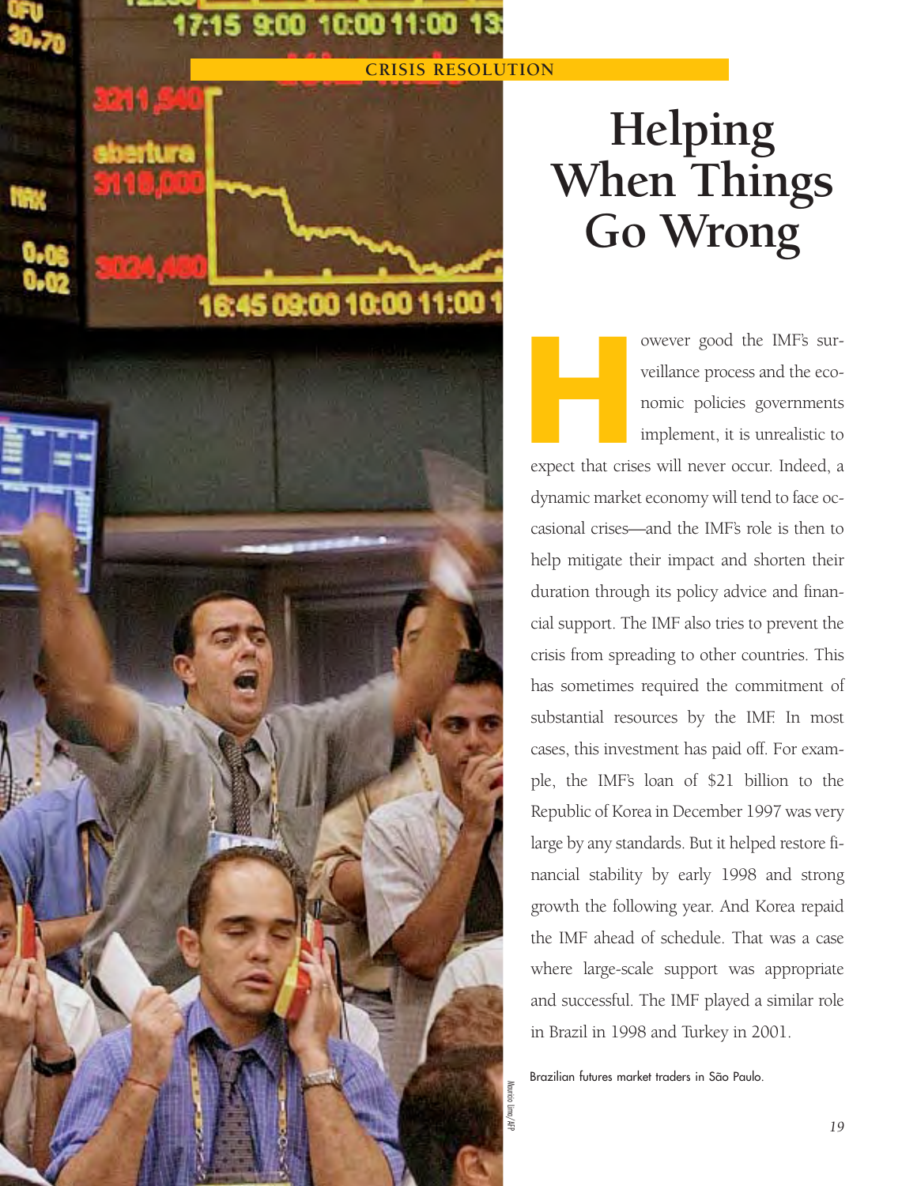CRISIS RESOLUTION

# Helping When Things Go Wrong

However good the IMF's surveillance process and the economic policies governments implement, it is unrealistic to expect that crises will never occur. Indeed, a dynamic market economy will tend to face occasional crises—and the IMF's role is then to help mitigate their impact and shorten their duration through its policy advice and financial support. The IMF also tries to prevent the crisis from spreading to other countries. This has sometimes required the commitment of substantial resources by the IMF. In most cases, this investment has paid off. For example, the IMF's loan of $21 billion to the Republic of Korea in December 1997 was very large by any standards. But it helped restore financial stability by early 1998 and strong growth the following year. And Korea repaid the IMF ahead of schedule. That was a case where large-scale support was appropriate and successful. The IMF played a similar role in Brazil in 1998 and Turkey in 2001.

Brazilian futures market traders in São Paulo.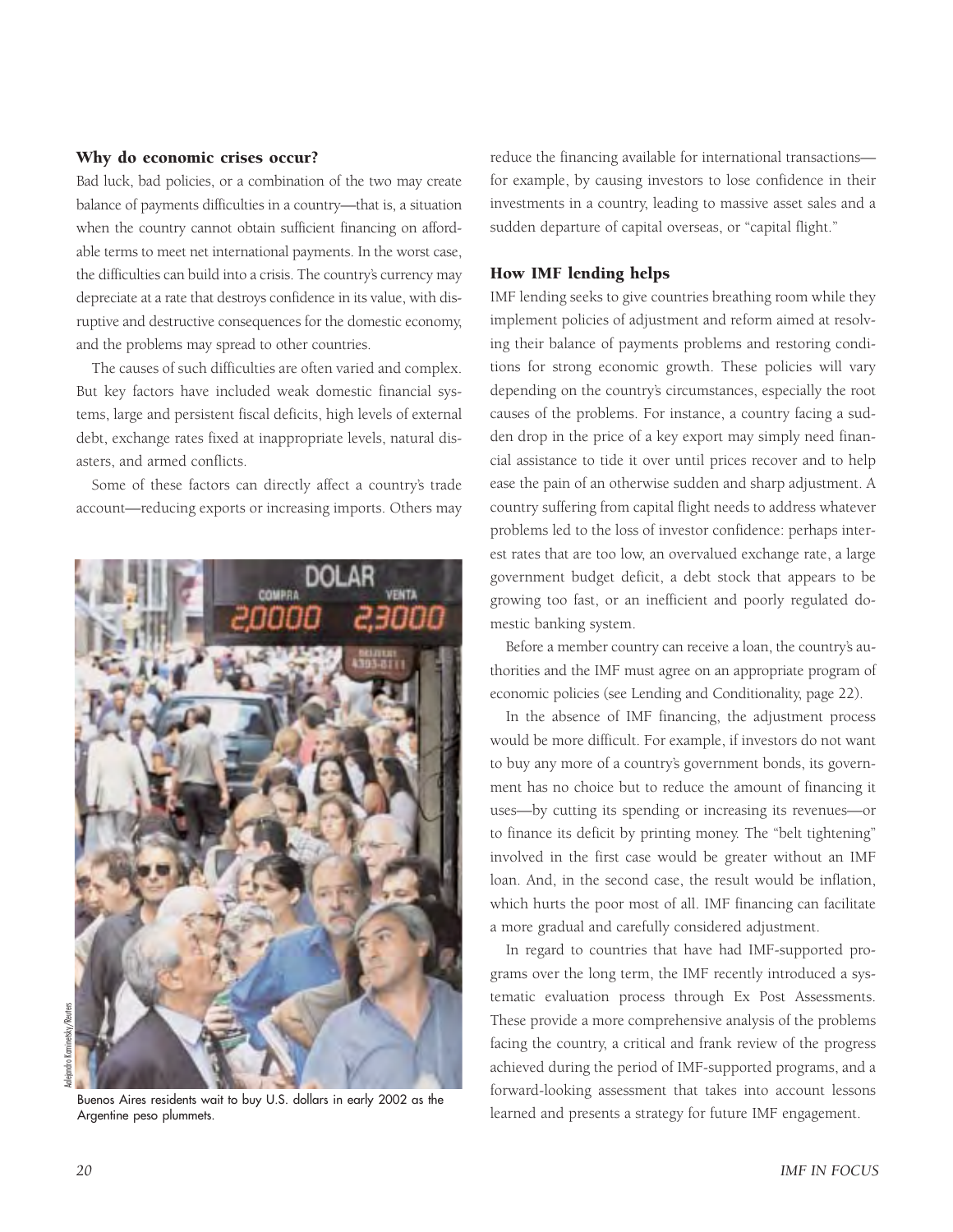## Why do economic crises occur?

Bad luck, bad policies, or a combination of the two may create balance of payments difficulties in a country—that is, a situation when the country cannot obtain sufficient financing on affordable terms to meet net international payments. In the worst case, the difficulties can build into a crisis. The country's currency may depreciate at a rate that destroys confidence in its value, with disruptive and destructive consequences for the domestic economy, and the problems may spread to other countries.

The causes of such difficulties are often varied and complex. But key factors have included weak domestic financial systems, large and persistent fiscal deficits, high levels of external debt, exchange rates fixed at inappropriate levels, natural disasters, and armed conflicts.

Some of these factors can directly affect a country's trade account—reducing exports or increasing imports. Others may reduce the financing available for international transactions—for example, by causing investors to lose confidence in their investments in a country, leading to massive asset sales and a sudden departure of capital overseas, or "capital flight."

Buenos Aires residents wait to buy U.S. dollars in early 2002 as the Argentine peso plummets.

## How IMF lending helps

IMF lending seeks to give countries breathing room while they implement policies of adjustment and reform aimed at resolving their balance of payments problems and restoring conditions for strong economic growth. These policies will vary depending on the country's circumstances, especially the root causes of the problems. For instance, a country facing a sudden drop in the price of a key export may simply need financial assistance to tide it over until prices recover and to help ease the pain of an otherwise sudden and sharp adjustment. A country suffering from capital flight needs to address whatever problems led to the loss of investor confidence: perhaps interest rates that are too low, an overvalued exchange rate, a large government budget deficit, a debt stock that appears to be growing too fast, or an inefficient and poorly regulated domestic banking system.

Before a member country can receive a loan, the country's authorities and the IMF must agree on an appropriate program of economic policies (see Lending and Conditionality, page 22).

In the absence of IMF financing, the adjustment process would be more difficult. For example, if investors do not want to buy any more of a country's government bonds, its government has no choice but to reduce the amount of financing it uses—by cutting its spending or increasing its revenues—or to finance its deficit by printing money. The "belt tightening" involved in the first case would be greater without an IMF loan. And, in the second case, the result would be inflation, which hurts the poor most of all. IMF financing can facilitate a more gradual and carefully considered adjustment.

In regard to countries that have had IMF-supported programs over the long term, the IMF recently introduced a systematic evaluation process through Ex Post Assessments. These provide a more comprehensive analysis of the problems facing the country, a critical and frank review of the progress achieved during the period of IMF-supported programs, and a forward-looking assessment that takes into account lessons learned and presents a strategy for future IMF engagement.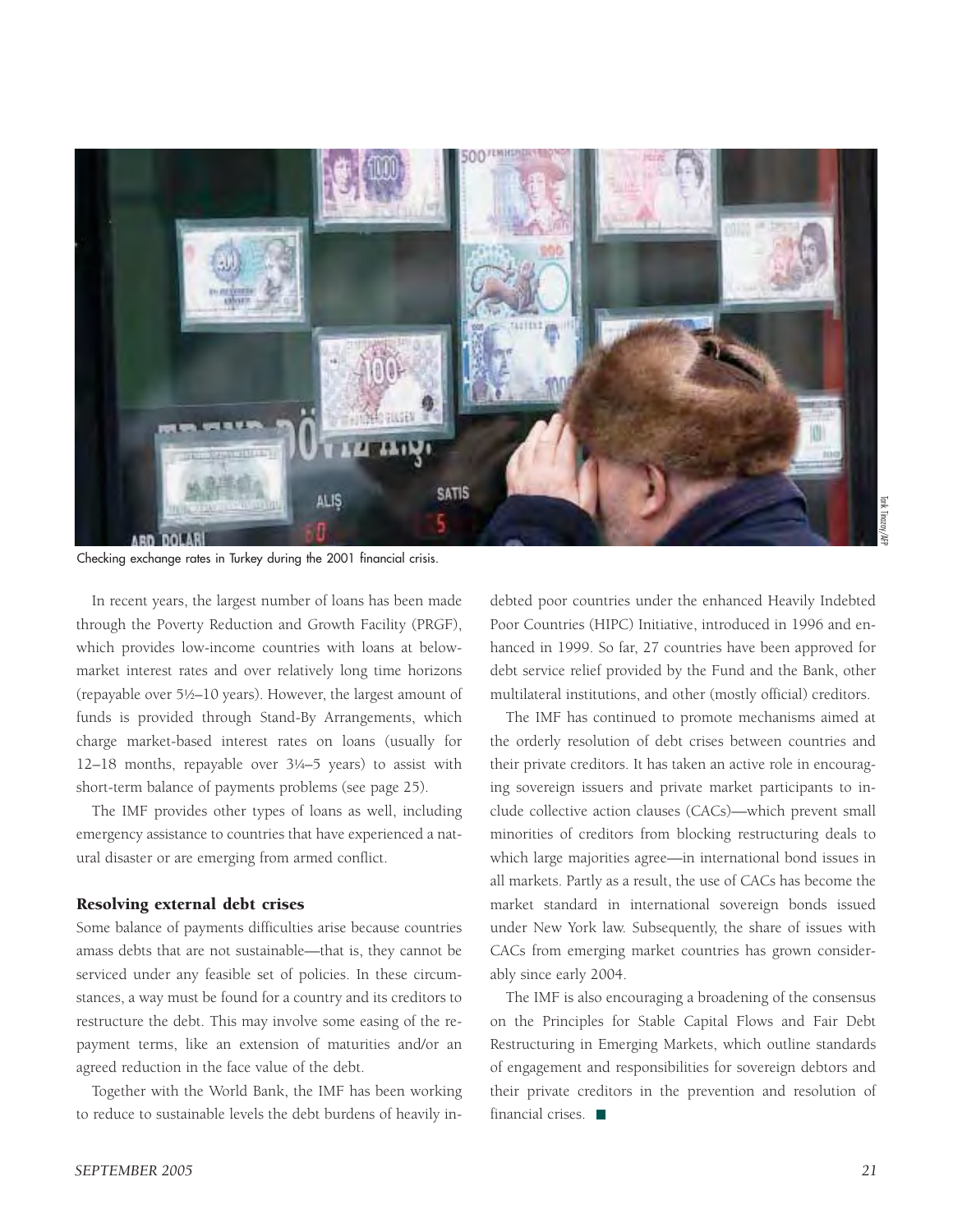Checking exchange rates in Turkey during the 2001 financial crisis.

In recent years, the largest number of loans has been made through the Poverty Reduction and Growth Facility (PRGF), which provides low-income countries with loans at below-market interest rates and over relatively long time horizons (repayable over 5½–10 years). However, the largest amount of funds is provided through Stand-By Arrangements, which charge market-based interest rates on loans (usually for 12–18 months, repayable over 3¼–5 years) to assist with short-term balance of payments problems (see page 25).

The IMF provides other types of loans as well, including emergency assistance to countries that have experienced a natural disaster or are emerging from armed conflict.

### Resolving external debt crises

Some balance of payments difficulties arise because countries amass debts that are not sustainable—that is, they cannot be serviced under any feasible set of policies. In these circumstances, a way must be found for a country and its creditors to restructure the debt. This may involve some easing of the repayment terms, like an extension of maturities and/or an agreed reduction in the face value of the debt.

Together with the World Bank, the IMF has been working to reduce to sustainable levels the debt burdens of heavily indebted poor countries under the enhanced Heavily Indebted Poor Countries (HIPC) Initiative, introduced in 1996 and enhanced in 1999. So far, 27 countries have been approved for debt service relief provided by the Fund and the Bank, other multilateral institutions, and other (mostly official) creditors.

The IMF has continued to promote mechanisms aimed at the orderly resolution of debt crises between countries and their private creditors. It has taken an active role in encouraging sovereign issuers and private market participants to include collective action clauses (CACs)—which prevent small minorities of creditors from blocking restructuring deals to which large majorities agree—in international bond issues in all markets. Partly as a result, the use of CACs has become the market standard in international sovereign bonds issued under New York law. Subsequently, the share of issues with CACs from emerging market countries has grown considerably since early 2004.

The IMF is also encouraging a broadening of the consensus on the Principles for Stable Capital Flows and Fair Debt Restructuring in Emerging Markets, which outline standards of engagement and responsibilities for sovereign debtors and their private creditors in the prevention and resolution of financial crises. ■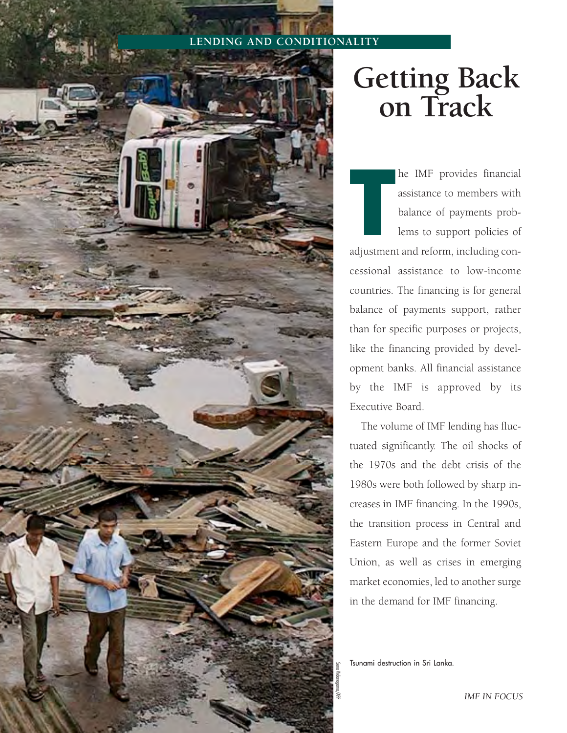LENDING AND CONDITIONALITY

# Getting Back on Track

The IMF provides financial assistance to members with balance of payments problems to support policies of adjustment and reform, including concessional assistance to low-income countries. The financing is for general balance of payments support, rather than for specific purposes or projects, like the financing provided by development banks. All financial assistance by the IMF is approved by its Executive Board.

The volume of IMF lending has fluctuated significantly. The oil shocks of the 1970s and the debt crisis of the 1980s were both followed by sharp increases in IMF financing. In the 1990s, the transition process in Central and Eastern Europe and the former Soviet Union, as well as crises in emerging market economies, led to another surge in the demand for IMF financing.

Tsunami destruction in Sri Lanka.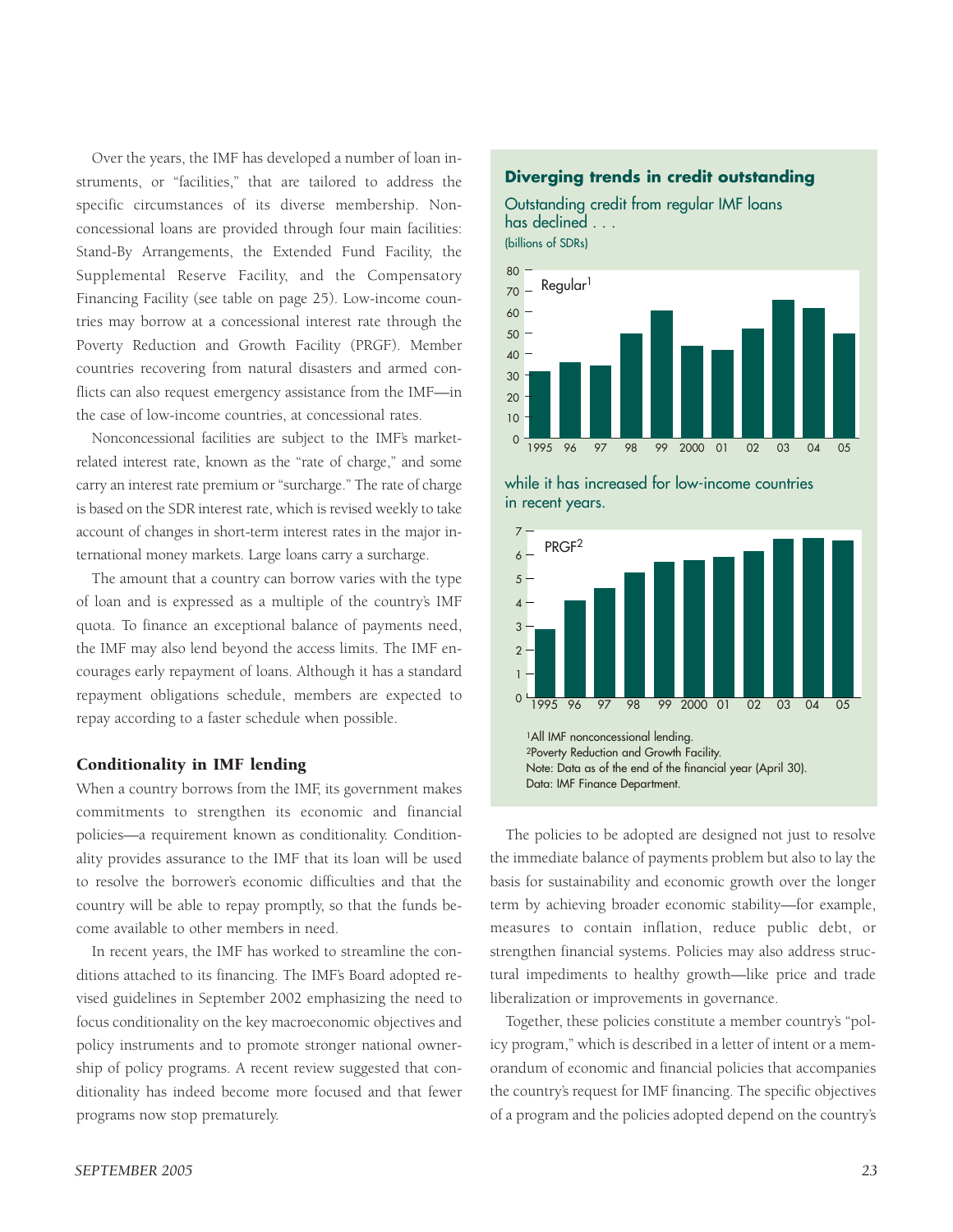Over the years, the IMF has developed a number of loan instruments, or "facilities," that are tailored to address the specific circumstances of its diverse membership. Nonconcessional loans are provided through four main facilities: Stand-By Arrangements, the Extended Fund Facility, the Supplemental Reserve Facility, and the Compensatory Financing Facility (see table on page 25). Low-income countries may borrow at a concessional interest rate through the Poverty Reduction and Growth Facility (PRGF). Member countries recovering from natural disasters and armed conflicts can also request emergency assistance from the IMF—in the case of low-income countries, at concessional rates.

Nonconcessional facilities are subject to the IMF's market-related interest rate, known as the "rate of charge," and some carry an interest rate premium or "surcharge." The rate of charge is based on the SDR interest rate, which is revised weekly to take account of changes in short-term interest rates in the major international money markets. Large loans carry a surcharge.

The amount that a country can borrow varies with the type of loan and is expressed as a multiple of the country's IMF quota. To finance an exceptional balance of payments need, the IMF may also lend beyond the access limits. The IMF encourages early repayment of loans. Although it has a standard repayment obligations schedule, members are expected to repay according to a faster schedule when possible.

### Conditionality in IMF lending

When a country borrows from the IMF, its government makes commitments to strengthen its economic and financial policies—a requirement known as conditionality. Conditionality provides assurance to the IMF that its loan will be used to resolve the borrower's economic difficulties and that the country will be able to repay promptly, so that the funds become available to other members in need.

In recent years, the IMF has worked to streamline the conditions attached to its financing. The IMF's Board adopted revised guidelines in September 2002 emphasizing the need to focus conditionality on the key macroeconomic objectives and policy instruments and to promote stronger national ownership of policy programs. A recent review suggested that conditionality has indeed become more focused and that fewer programs now stop prematurely.

**Diverging trends in credit outstanding**

Outstanding credit from regular IMF loans has declined . . .
(billions of SDRs)

Regular[1]

while it has increased for low-income countries in recent years.

PRGF[2]

[1]All IMF nonconcessional lending.
[2]Poverty Reduction and Growth Facility.
Note: Data as of the end of the financial year (April 30).
Data: IMF Finance Department.

The policies to be adopted are designed not just to resolve the immediate balance of payments problem but also to lay the basis for sustainability and economic growth over the longer term by achieving broader economic stability—for example, measures to contain inflation, reduce public debt, or strengthen financial systems. Policies may also address structural impediments to healthy growth—like price and trade liberalization or improvements in governance.

Together, these policies constitute a member country's "policy program," which is described in a letter of intent or a memorandum of economic and financial policies that accompanies the country's request for IMF financing. The specific objectives of a program and the policies adopted depend on the country's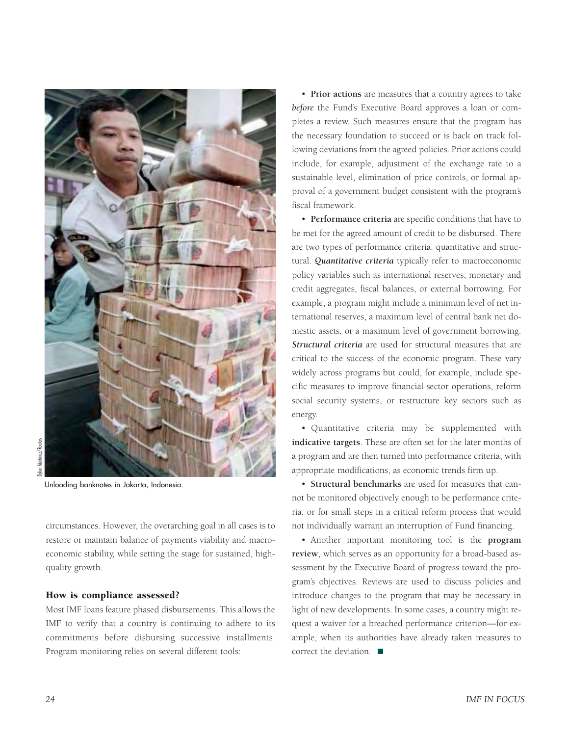Unloading banknotes in Jakarta, Indonesia.

circumstances. However, the overarching goal in all cases is to restore or maintain balance of payments viability and macroeconomic stability, while setting the stage for sustained, high-quality growth.

### How is compliance assessed?

Most IMF loans feature phased disbursements. This allows the IMF to verify that a country is continuing to adhere to its commitments before disbursing successive installments. Program monitoring relies on several different tools:

- **Prior actions** are measures that a country agrees to take *before* the Fund's Executive Board approves a loan or completes a review. Such measures ensure that the program has the necessary foundation to succeed or is back on track following deviations from the agreed policies. Prior actions could include, for example, adjustment of the exchange rate to a sustainable level, elimination of price controls, or formal approval of a government budget consistent with the program's fiscal framework.

- **Performance criteria** are specific conditions that have to be met for the agreed amount of credit to be disbursed. There are two types of performance criteria: quantitative and structural. ***Quantitative criteria*** typically refer to macroeconomic policy variables such as international reserves, monetary and credit aggregates, fiscal balances, or external borrowing. For example, a program might include a minimum level of net international reserves, a maximum level of central bank net domestic assets, or a maximum level of government borrowing. ***Structural criteria*** are used for structural measures that are critical to the success of the economic program. These vary widely across programs but could, for example, include specific measures to improve financial sector operations, reform social security systems, or restructure key sectors such as energy.

- Quantitative criteria may be supplemented with **indicative targets**. These are often set for the later months of a program and are then turned into performance criteria, with appropriate modifications, as economic trends firm up.

- **Structural benchmarks** are used for measures that cannot be monitored objectively enough to be performance criteria, or for small steps in a critical reform process that would not individually warrant an interruption of Fund financing.

- Another important monitoring tool is the **program review**, which serves as an opportunity for a broad-based assessment by the Executive Board of progress toward the program's objectives. Reviews are used to discuss policies and introduce changes to the program that may be necessary in light of new developments. In some cases, a country might request a waiver for a breached performance criterion—for example, when its authorities have already taken measures to correct the deviation. ■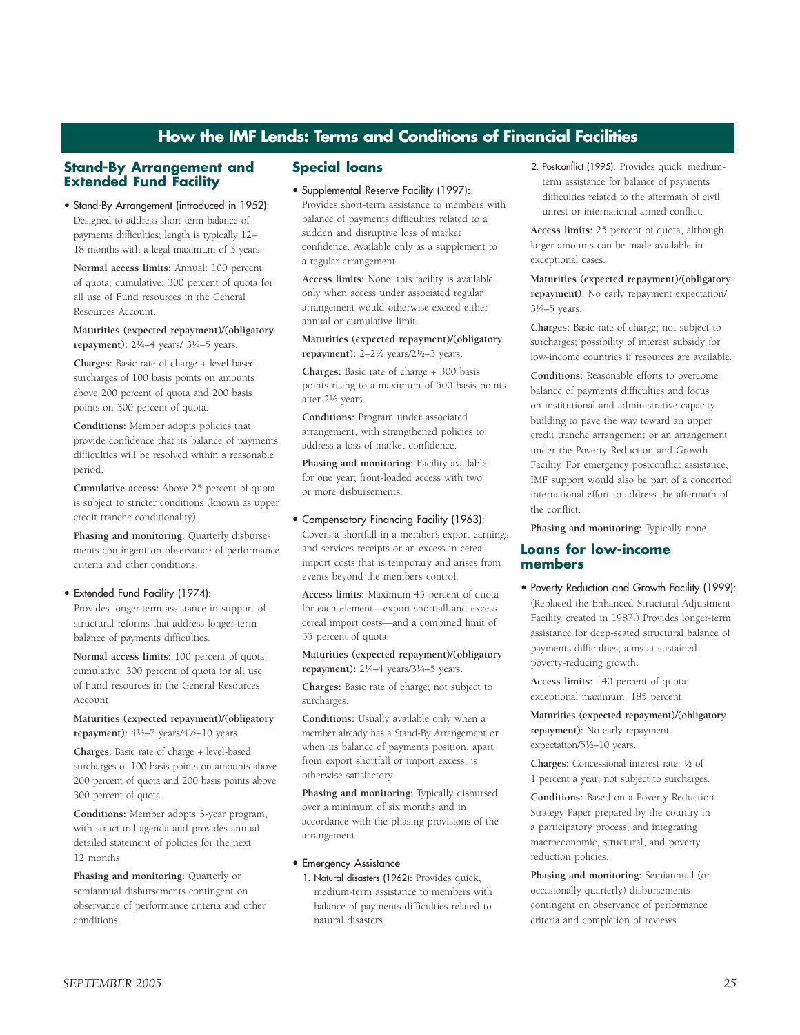# How the IMF Lends: Terms and Conditions of Financial Facilities

## Stand-By Arrangement and Extended Fund Facility

- Stand-By Arrangement (introduced in 1952): Designed to address short-term balance of payments difficulties; length is typically 12–18 months with a legal maximum of 3 years.

  **Normal access limits:** Annual: 100 percent of quota; cumulative: 300 percent of quota for all use of Fund resources in the General Resources Account.

  **Maturities (expected repayment)/(obligatory repayment):** 2¼–4 years/ 3¼–5 years.

  **Charges:** Basic rate of charge + level-based surcharges of 100 basis points on amounts above 200 percent of quota and 200 basis points on 300 percent of quota.

  **Conditions:** Member adopts policies that provide confidence that its balance of payments difficulties will be resolved within a reasonable period.

  **Cumulative access:** Above 25 percent of quota is subject to stricter conditions (known as upper credit tranche conditionality).

  **Phasing and monitoring:** Quarterly disbursements contingent on observance of performance criteria and other conditions.

- Extended Fund Facility (1974): Provides longer-term assistance in support of structural reforms that address longer-term balance of payments difficulties.

  **Normal access limits:** 100 percent of quota; cumulative: 300 percent of quota for all use of Fund resources in the General Resources Account.

  **Maturities (expected repayment)/(obligatory repayment):** 4½–7 years/4½–10 years.

  **Charges:** Basic rate of charge + level-based surcharges of 100 basis points on amounts above 200 percent of quota and 200 basis points above 300 percent of quota.

  **Conditions:** Member adopts 3-year program, with structural agenda and provides annual detailed statement of policies for the next 12 months.

  **Phasing and monitoring:** Quarterly or semiannual disbursements contingent on observance of performance criteria and other conditions.

## Special loans

- Supplemental Reserve Facility (1997): Provides short-term assistance to members with balance of payments difficulties related to a sudden and disruptive loss of market confidence. Available only as a supplement to a regular arrangement.

  **Access limits:** None; this facility is available only when access under associated regular arrangement would otherwise exceed either annual or cumulative limit.

  **Maturities (expected repayment)/(obligatory repayment):** 2–2½ years/2½–3 years.

  **Charges:** Basic rate of charge + 300 basis points rising to a maximum of 500 basis points after 2½ years.

  **Conditions:** Program under associated arrangement, with strengthened policies to address a loss of market confidence.

  **Phasing and monitoring:** Facility available for one year; front-loaded access with two or more disbursements.

- Compensatory Financing Facility (1963): Covers a shortfall in a member's export earnings and services receipts or an excess in cereal import costs that is temporary and arises from events beyond the member's control.

  **Access limits:** Maximum 45 percent of quota for each element—export shortfall and excess cereal import costs—and a combined limit of 55 percent of quota.

  **Maturities (expected repayment)/(obligatory repayment):** 2¼–4 years/3¼–5 years.

  **Charges:** Basic rate of charge; not subject to surcharges.

  **Conditions:** Usually available only when a member already has a Stand-By Arrangement or when its balance of payments position, apart from export shortfall or import excess, is otherwise satisfactory.

  **Phasing and monitoring:** Typically disbursed over a minimum of six months and in accordance with the phasing provisions of the arrangement.

- Emergency Assistance
  1. Natural disasters (1962): Provides quick, medium-term assistance to members with balance of payments difficulties related to natural disasters.
  2. Postconflict (1995): Provides quick, medium-term assistance for balance of payments difficulties related to the aftermath of civil unrest or international armed conflict.

  **Access limits:** 25 percent of quota, although larger amounts can be made available in exceptional cases.

  **Maturities (expected repayment)/(obligatory repayment):** No early repayment expectation/ 3¼–5 years.

  **Charges:** Basic rate of charge; not subject to surcharges; possibility of interest subsidy for low-income countries if resources are available.

  **Conditions:** Reasonable efforts to overcome balance of payments difficulties and focus on institutional and administrative capacity building to pave the way toward an upper credit tranche arrangement or an arrangement under the Poverty Reduction and Growth Facility. For emergency postconflict assistance, IMF support would also be part of a concerted international effort to address the aftermath of the conflict.

  **Phasing and monitoring:** Typically none.

## Loans for low-income members

- Poverty Reduction and Growth Facility (1999): (Replaced the Enhanced Structural Adjustment Facility, created in 1987.) Provides longer-term assistance for deep-seated structural balance of payments difficulties; aims at sustained, poverty-reducing growth.

  **Access limits:** 140 percent of quota; exceptional maximum, 185 percent.

  **Maturities (expected repayment)/(obligatory repayment):** No early repayment expectation/5½–10 years.

  **Charges:** Concessional interest rate: ½ of 1 percent a year; not subject to surcharges.

  **Conditions:** Based on a Poverty Reduction Strategy Paper prepared by the country in a participatory process, and integrating macroeconomic, structural, and poverty reduction policies.

  **Phasing and monitoring:** Semiannual (or occasionally quarterly) disbursements contingent on observance of performance criteria and completion of reviews.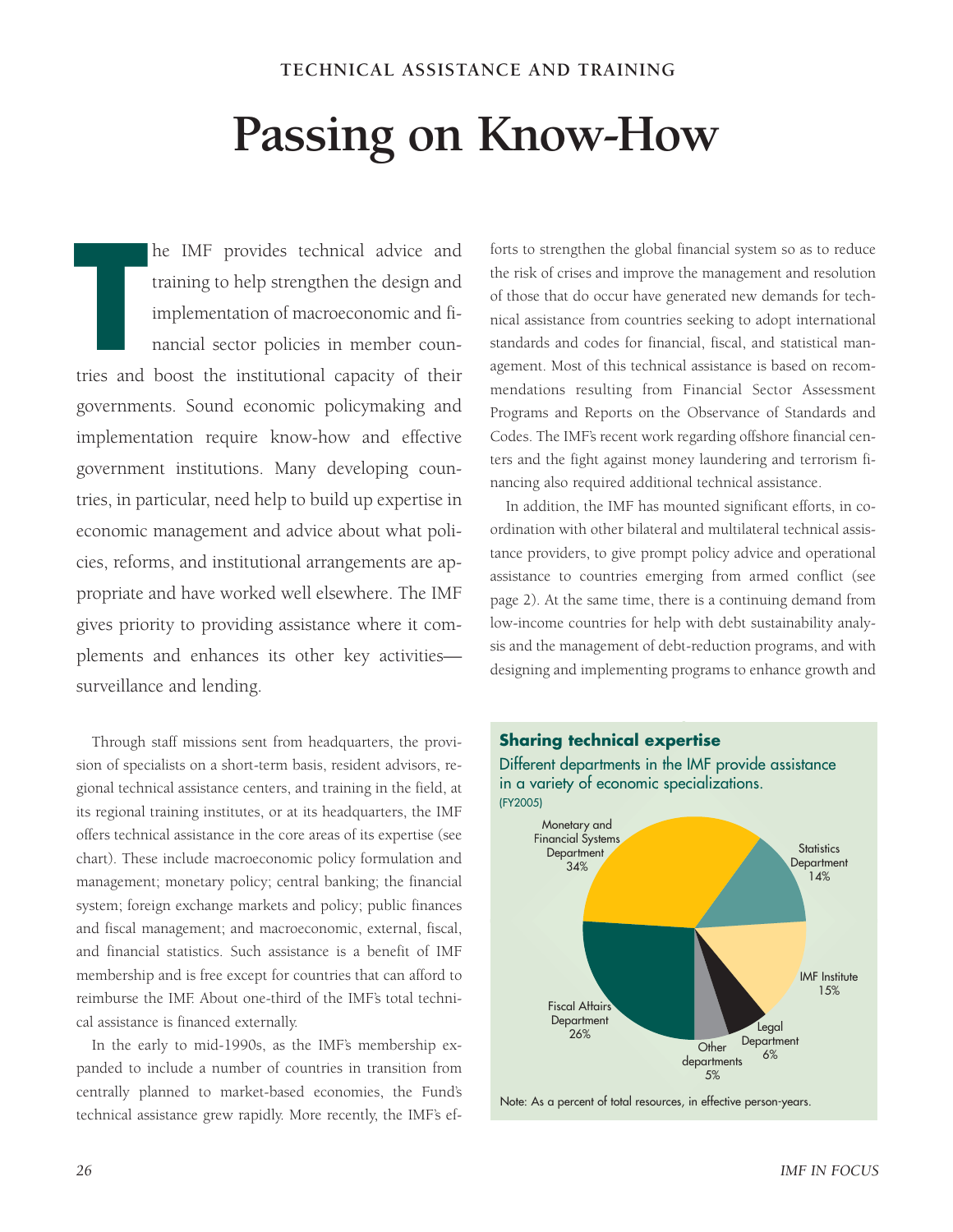TECHNICAL ASSISTANCE AND TRAINING

# Passing on Know-How

The IMF provides technical advice and training to help strengthen the design and implementation of macroeconomic and financial sector policies in member countries and boost the institutional capacity of their governments. Sound economic policymaking and implementation require know-how and effective government institutions. Many developing countries, in particular, need help to build up expertise in economic management and advice about what policies, reforms, and institutional arrangements are appropriate and have worked well elsewhere. The IMF gives priority to providing assistance where it complements and enhances its other key activities—surveillance and lending.

Through staff missions sent from headquarters, the provision of specialists on a short-term basis, resident advisors, regional technical assistance centers, and training in the field, at its regional training institutes, or at its headquarters, the IMF offers technical assistance in the core areas of its expertise (see chart). These include macroeconomic policy formulation and management; monetary policy; central banking; the financial system; foreign exchange markets and policy; public finances and fiscal management; and macroeconomic, external, fiscal, and financial statistics. Such assistance is a benefit of IMF membership and is free except for countries that can afford to reimburse the IMF. About one-third of the IMF's total technical assistance is financed externally.

In the early to mid-1990s, as the IMF's membership expanded to include a number of countries in transition from centrally planned to market-based economies, the Fund's technical assistance grew rapidly. More recently, the IMF's efforts to strengthen the global financial system so as to reduce the risk of crises and improve the management and resolution of those that do occur have generated new demands for technical assistance from countries seeking to adopt international standards and codes for financial, fiscal, and statistical management. Most of this technical assistance is based on recommendations resulting from Financial Sector Assessment Programs and Reports on the Observance of Standards and Codes. The IMF's recent work regarding offshore financial centers and the fight against money laundering and terrorism financing also required additional technical assistance.

In addition, the IMF has mounted significant efforts, in coordination with other bilateral and multilateral technical assistance providers, to give prompt policy advice and operational assistance to countries emerging from armed conflict (see page 2). At the same time, there is a continuing demand from low-income countries for help with debt sustainability analysis and the management of debt-reduction programs, and with designing and implementing programs to enhance growth and

**Sharing technical expertise**

Different departments in the IMF provide assistance in a variety of economic specializations.

(FY2005)

| Department | Share |
|---|---|
| Monetary and Financial Systems Department | 34% |
| Fiscal Affairs Department | 26% |
| IMF Institute | 15% |
| Statistics Department | 14% |
| Legal Department | 6% |
| Other departments | 5% |

Note: As a percent of total resources, in effective person-years.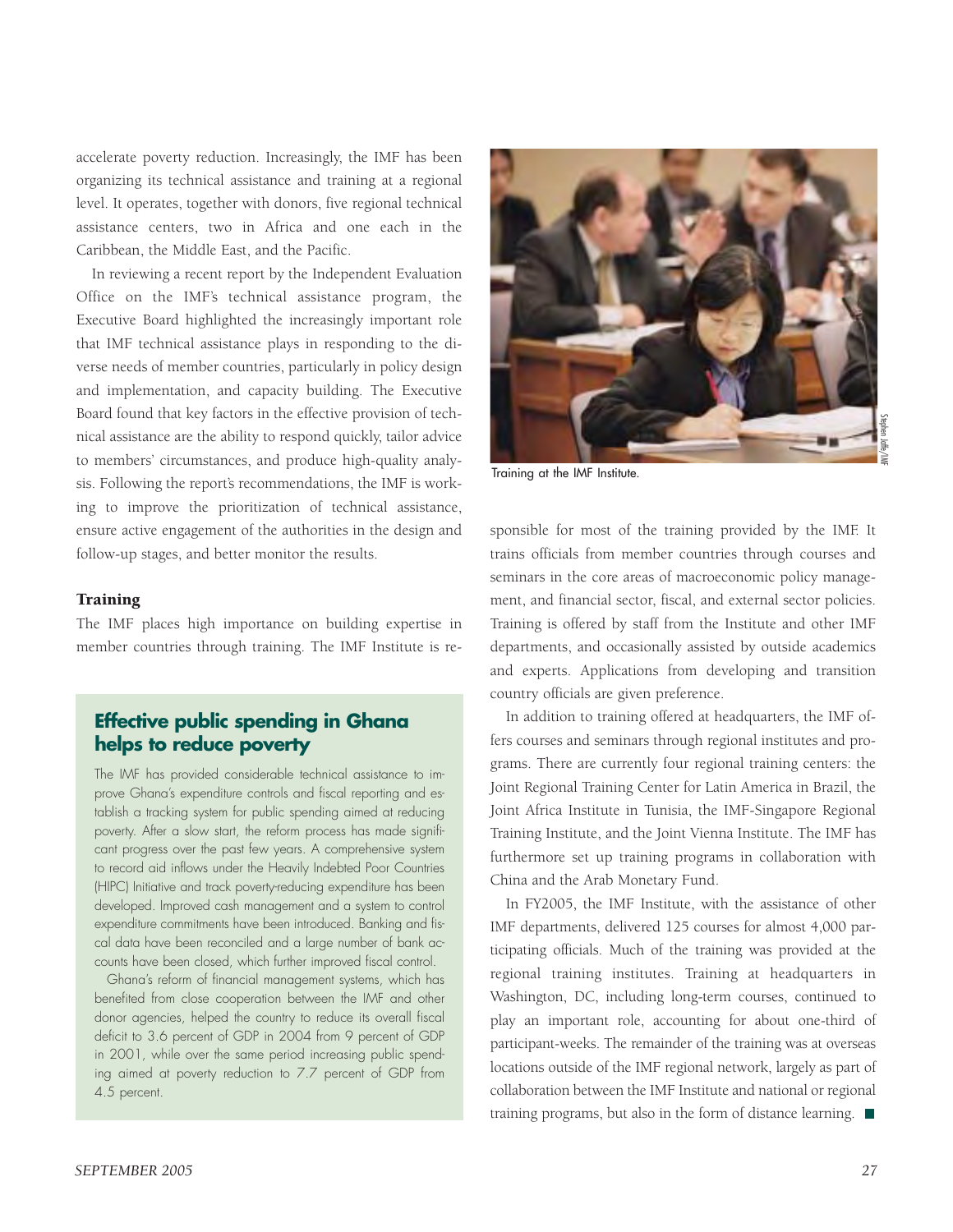accelerate poverty reduction. Increasingly, the IMF has been organizing its technical assistance and training at a regional level. It operates, together with donors, five regional technical assistance centers, two in Africa and one each in the Caribbean, the Middle East, and the Pacific.

In reviewing a recent report by the Independent Evaluation Office on the IMF's technical assistance program, the Executive Board highlighted the increasingly important role that IMF technical assistance plays in responding to the diverse needs of member countries, particularly in policy design and implementation, and capacity building. The Executive Board found that key factors in the effective provision of technical assistance are the ability to respond quickly, tailor advice to members' circumstances, and produce high-quality analysis. Following the report's recommendations, the IMF is working to improve the prioritization of technical assistance, ensure active engagement of the authorities in the design and follow-up stages, and better monitor the results.

### Training

The IMF places high importance on building expertise in member countries through training. The IMF Institute is responsible for most of the training provided by the IMF. It trains officials from member countries through courses and seminars in the core areas of macroeconomic policy management, and financial sector, fiscal, and external sector policies. Training is offered by staff from the Institute and other IMF departments, and occasionally assisted by outside academics and experts. Applications from developing and transition country officials are given preference.

In addition to training offered at headquarters, the IMF offers courses and seminars through regional institutes and programs. There are currently four regional training centers: the Joint Regional Training Center for Latin America in Brazil, the Joint Africa Institute in Tunisia, the IMF-Singapore Regional Training Institute, and the Joint Vienna Institute. The IMF has furthermore set up training programs in collaboration with China and the Arab Monetary Fund.

In FY2005, the IMF Institute, with the assistance of other IMF departments, delivered 125 courses for almost 4,000 participating officials. Much of the training was provided at the regional training institutes. Training at headquarters in Washington, DC, including long-term courses, continued to play an important role, accounting for about one-third of participant-weeks. The remainder of the training was at overseas locations outside of the IMF regional network, largely as part of collaboration between the IMF Institute and national or regional training programs, but also in the form of distance learning.

Training at the IMF Institute.

Stephen Jaffe/IMF

## Effective public spending in Ghana helps to reduce poverty

The IMF has provided considerable technical assistance to improve Ghana's expenditure controls and fiscal reporting and establish a tracking system for public spending aimed at reducing poverty. After a slow start, the reform process has made significant progress over the past few years. A comprehensive system to record aid inflows under the Heavily Indebted Poor Countries (HIPC) Initiative and track poverty-reducing expenditure has been developed. Improved cash management and a system to control expenditure commitments have been introduced. Banking and fiscal data have been reconciled and a large number of bank accounts have been closed, which further improved fiscal control.

Ghana's reform of financial management systems, which has benefited from close cooperation between the IMF and other donor agencies, helped the country to reduce its overall fiscal deficit to 3.6 percent of GDP in 2004 from 9 percent of GDP in 2001, while over the same period increasing public spending aimed at poverty reduction to 7.7 percent of GDP from 4.5 percent.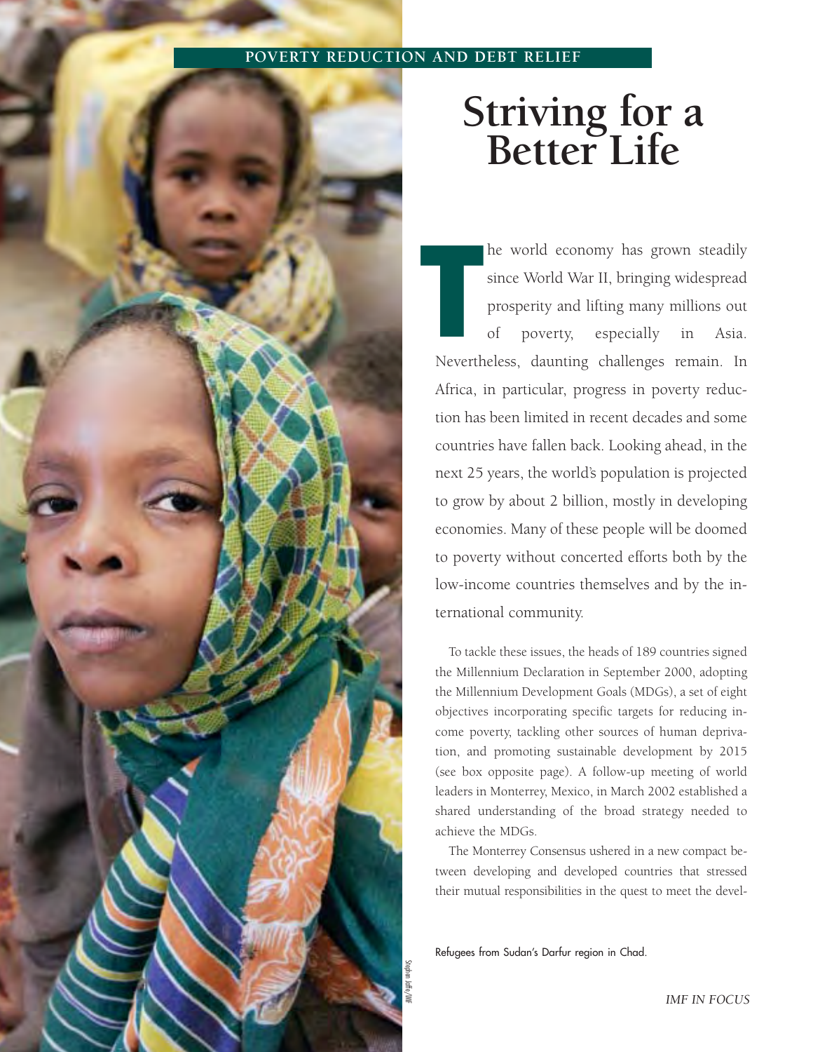POVERTY REDUCTION AND DEBT RELIEF

# Striving for a Better Life

The world economy has grown steadily since World War II, bringing widespread prosperity and lifting many millions out of poverty, especially in Asia. Nevertheless, daunting challenges remain. In Africa, in particular, progress in poverty reduction has been limited in recent decades and some countries have fallen back. Looking ahead, in the next 25 years, the world's population is projected to grow by about 2 billion, mostly in developing economies. Many of these people will be doomed to poverty without concerted efforts both by the low-income countries themselves and by the international community.

To tackle these issues, the heads of 189 countries signed the Millennium Declaration in September 2000, adopting the Millennium Development Goals (MDGs), a set of eight objectives incorporating specific targets for reducing income poverty, tackling other sources of human deprivation, and promoting sustainable development by 2015 (see box opposite page). A follow-up meeting of world leaders in Monterrey, Mexico, in March 2002 established a shared understanding of the broad strategy needed to achieve the MDGs.

The Monterrey Consensus ushered in a new compact between developing and developed countries that stressed their mutual responsibilities in the quest to meet the devel-

Refugees from Sudan's Darfur region in Chad.

Stephen Jaffe/IMF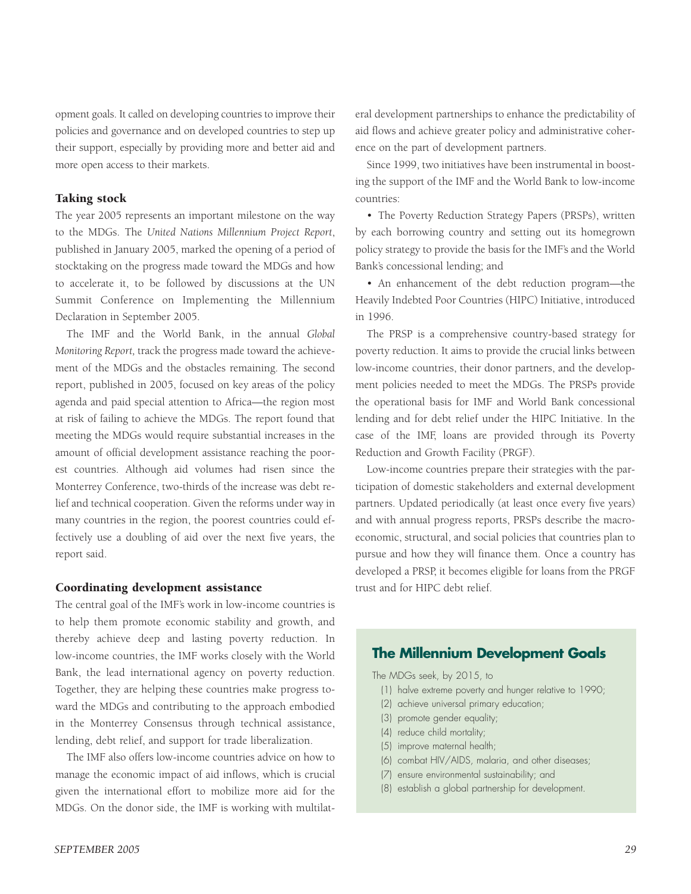opment goals. It called on developing countries to improve their policies and governance and on developed countries to step up their support, especially by providing more and better aid and more open access to their markets.

### Taking stock

The year 2005 represents an important milestone on the way to the MDGs. The *United Nations Millennium Project Report*, published in January 2005, marked the opening of a period of stocktaking on the progress made toward the MDGs and how to accelerate it, to be followed by discussions at the UN Summit Conference on Implementing the Millennium Declaration in September 2005.

The IMF and the World Bank, in the annual *Global Monitoring Report,* track the progress made toward the achievement of the MDGs and the obstacles remaining. The second report, published in 2005, focused on key areas of the policy agenda and paid special attention to Africa—the region most at risk of failing to achieve the MDGs. The report found that meeting the MDGs would require substantial increases in the amount of official development assistance reaching the poorest countries. Although aid volumes had risen since the Monterrey Conference, two-thirds of the increase was debt relief and technical cooperation. Given the reforms under way in many countries in the region, the poorest countries could effectively use a doubling of aid over the next five years, the report said.

### Coordinating development assistance

The central goal of the IMF's work in low-income countries is to help them promote economic stability and growth, and thereby achieve deep and lasting poverty reduction. In low-income countries, the IMF works closely with the World Bank, the lead international agency on poverty reduction. Together, they are helping these countries make progress toward the MDGs and contributing to the approach embodied in the Monterrey Consensus through technical assistance, lending, debt relief, and support for trade liberalization.

The IMF also offers low-income countries advice on how to manage the economic impact of aid inflows, which is crucial given the international effort to mobilize more aid for the MDGs. On the donor side, the IMF is working with multilateral development partnerships to enhance the predictability of aid flows and achieve greater policy and administrative coherence on the part of development partners.

Since 1999, two initiatives have been instrumental in boosting the support of the IMF and the World Bank to low-income countries:

- The Poverty Reduction Strategy Papers (PRSPs), written by each borrowing country and setting out its homegrown policy strategy to provide the basis for the IMF's and the World Bank's concessional lending; and
- An enhancement of the debt reduction program—the Heavily Indebted Poor Countries (HIPC) Initiative, introduced in 1996.

The PRSP is a comprehensive country-based strategy for poverty reduction. It aims to provide the crucial links between low-income countries, their donor partners, and the development policies needed to meet the MDGs. The PRSPs provide the operational basis for IMF and World Bank concessional lending and for debt relief under the HIPC Initiative. In the case of the IMF, loans are provided through its Poverty Reduction and Growth Facility (PRGF).

Low-income countries prepare their strategies with the participation of domestic stakeholders and external development partners. Updated periodically (at least once every five years) and with annual progress reports, PRSPs describe the macroeconomic, structural, and social policies that countries plan to pursue and how they will finance them. Once a country has developed a PRSP, it becomes eligible for loans from the PRGF trust and for HIPC debt relief.

### The Millennium Development Goals

The MDGs seek, by 2015, to

(1) halve extreme poverty and hunger relative to 1990;
(2) achieve universal primary education;
(3) promote gender equality;
(4) reduce child mortality;
(5) improve maternal health;
(6) combat HIV/AIDS, malaria, and other diseases;
(7) ensure environmental sustainability; and
(8) establish a global partnership for development.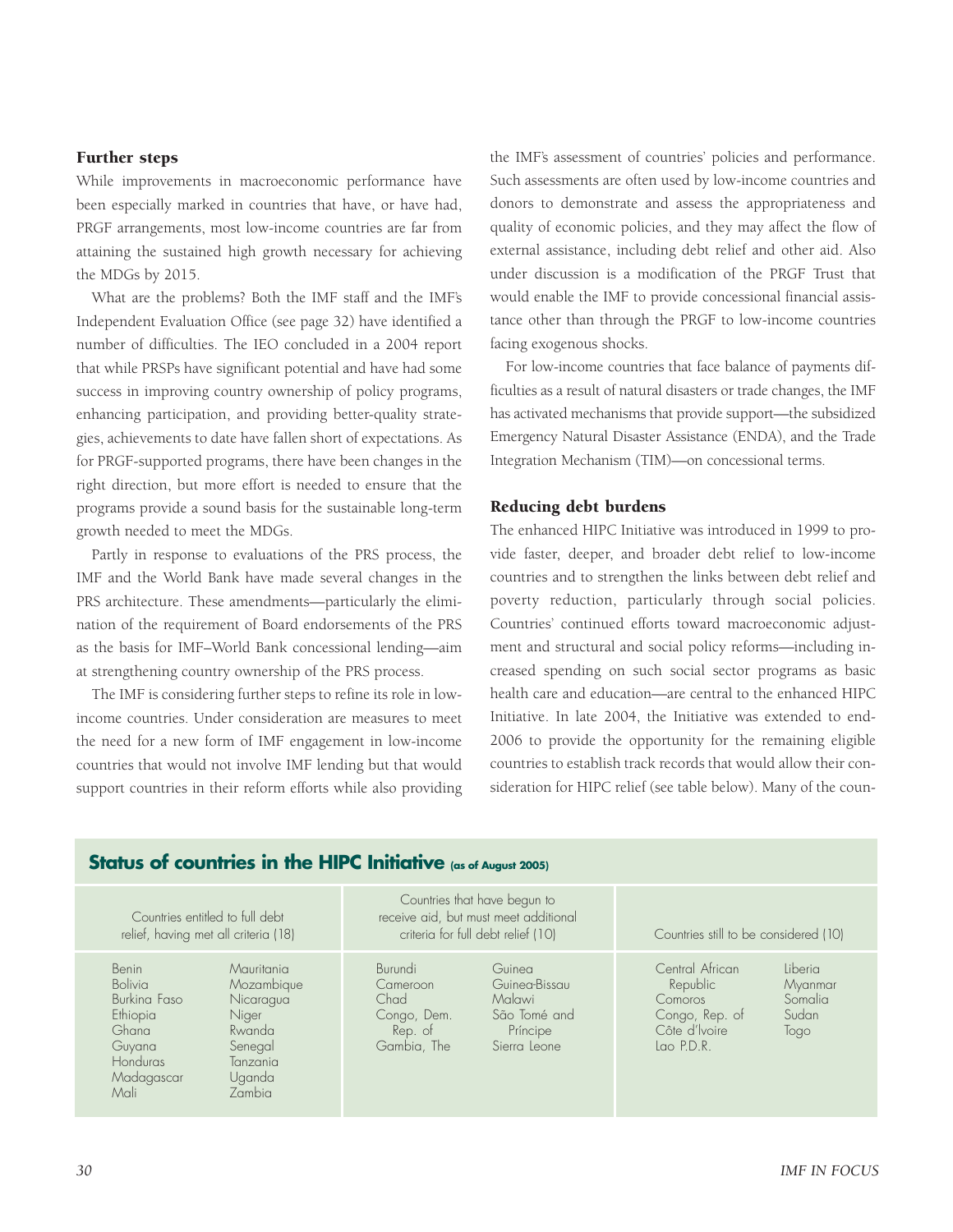### Further steps

While improvements in macroeconomic performance have been especially marked in countries that have, or have had, PRGF arrangements, most low-income countries are far from attaining the sustained high growth necessary for achieving the MDGs by 2015.

What are the problems? Both the IMF staff and the IMF's Independent Evaluation Office (see page 32) have identified a number of difficulties. The IEO concluded in a 2004 report that while PRSPs have significant potential and have had some success in improving country ownership of policy programs, enhancing participation, and providing better-quality strategies, achievements to date have fallen short of expectations. As for PRGF-supported programs, there have been changes in the right direction, but more effort is needed to ensure that the programs provide a sound basis for the sustainable long-term growth needed to meet the MDGs.

Partly in response to evaluations of the PRS process, the IMF and the World Bank have made several changes in the PRS architecture. These amendments—particularly the elimination of the requirement of Board endorsements of the PRS as the basis for IMF–World Bank concessional lending—aim at strengthening country ownership of the PRS process.

The IMF is considering further steps to refine its role in low-income countries. Under consideration are measures to meet the need for a new form of IMF engagement in low-income countries that would not involve IMF lending but that would support countries in their reform efforts while also providing the IMF's assessment of countries' policies and performance. Such assessments are often used by low-income countries and donors to demonstrate and assess the appropriateness and quality of economic policies, and they may affect the flow of external assistance, including debt relief and other aid. Also under discussion is a modification of the PRGF Trust that would enable the IMF to provide concessional financial assistance other than through the PRGF to low-income countries facing exogenous shocks.

For low-income countries that face balance of payments difficulties as a result of natural disasters or trade changes, the IMF has activated mechanisms that provide support—the subsidized Emergency Natural Disaster Assistance (ENDA), and the Trade Integration Mechanism (TIM)—on concessional terms.

### Reducing debt burdens

The enhanced HIPC Initiative was introduced in 1999 to provide faster, deeper, and broader debt relief to low-income countries and to strengthen the links between debt relief and poverty reduction, particularly through social policies. Countries' continued efforts toward macroeconomic adjustment and structural and social policy reforms—including increased spending on such social sector programs as basic health care and education—are central to the enhanced HIPC Initiative. In late 2004, the Initiative was extended to end-2006 to provide the opportunity for the remaining eligible countries to establish track records that would allow their consideration for HIPC relief (see table below). Many of the coun-

**Status of countries in the HIPC Initiative** (as of August 2005)

| Countries entitled to full debt relief, having met all criteria (18) | | Countries that have begun to receive aid, but must meet additional criteria for full debt relief (10) | | Countries still to be considered (10) | |
|---|---|---|---|---|---|
| Benin | Mauritania | Burundi | Guinea | Central African Republic | Liberia |
| Bolivia | Mozambique | Cameroon | Guinea-Bissau | Comoros | Myanmar |
| Burkina Faso | Nicaragua | Chad | Malawi | Congo, Rep. of | Somalia |
| Ethiopia | Niger | Congo, Dem. Rep. of | São Tomé and Príncipe | Côte d'Ivoire | Sudan |
| Ghana | Rwanda | Gambia, The | Sierra Leone | Lao P.D.R. | Togo |
| Guyana | Senegal | | | | |
| Honduras | Tanzania | | | | |
| Madagascar | Uganda | | | | |
| Mali | Zambia | | | | |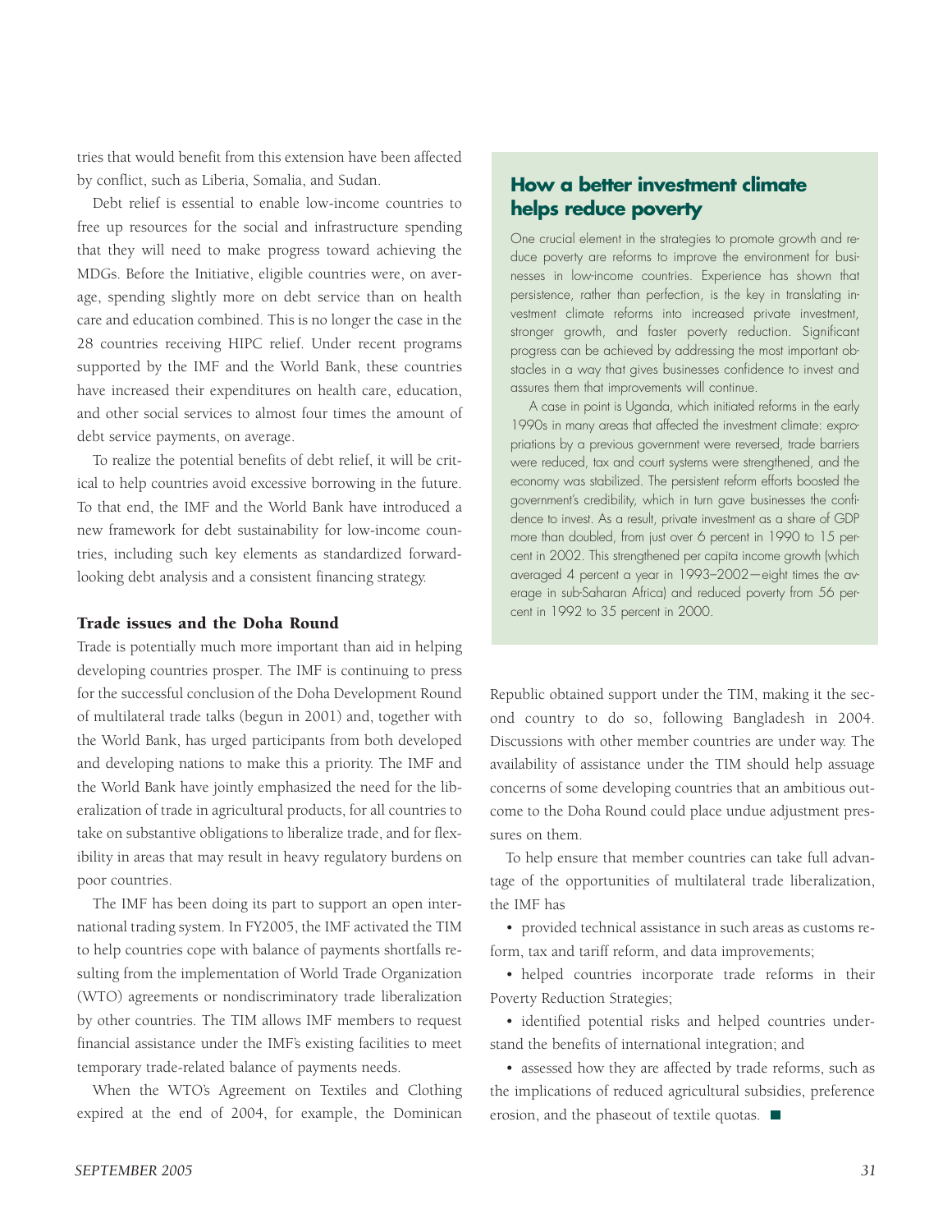tries that would benefit from this extension have been affected by conflict, such as Liberia, Somalia, and Sudan.

Debt relief is essential to enable low-income countries to free up resources for the social and infrastructure spending that they will need to make progress toward achieving the MDGs. Before the Initiative, eligible countries were, on average, spending slightly more on debt service than on health care and education combined. This is no longer the case in the 28 countries receiving HIPC relief. Under recent programs supported by the IMF and the World Bank, these countries have increased their expenditures on health care, education, and other social services to almost four times the amount of debt service payments, on average.

To realize the potential benefits of debt relief, it will be critical to help countries avoid excessive borrowing in the future. To that end, the IMF and the World Bank have introduced a new framework for debt sustainability for low-income countries, including such key elements as standardized forward-looking debt analysis and a consistent financing strategy.

### Trade issues and the Doha Round

Trade is potentially much more important than aid in helping developing countries prosper. The IMF is continuing to press for the successful conclusion of the Doha Development Round of multilateral trade talks (begun in 2001) and, together with the World Bank, has urged participants from both developed and developing nations to make this a priority. The IMF and the World Bank have jointly emphasized the need for the liberalization of trade in agricultural products, for all countries to take on substantive obligations to liberalize trade, and for flexibility in areas that may result in heavy regulatory burdens on poor countries.

The IMF has been doing its part to support an open international trading system. In FY2005, the IMF activated the TIM to help countries cope with balance of payments shortfalls resulting from the implementation of World Trade Organization (WTO) agreements or nondiscriminatory trade liberalization by other countries. The TIM allows IMF members to request financial assistance under the IMF's existing facilities to meet temporary trade-related balance of payments needs.

When the WTO's Agreement on Textiles and Clothing expired at the end of 2004, for example, the Dominican Republic obtained support under the TIM, making it the second country to do so, following Bangladesh in 2004. Discussions with other member countries are under way. The availability of assistance under the TIM should help assuage concerns of some developing countries that an ambitious outcome to the Doha Round could place undue adjustment pressures on them.

To help ensure that member countries can take full advantage of the opportunities of multilateral trade liberalization, the IMF has

- provided technical assistance in such areas as customs reform, tax and tariff reform, and data improvements;
- helped countries incorporate trade reforms in their Poverty Reduction Strategies;
- identified potential risks and helped countries understand the benefits of international integration; and
- assessed how they are affected by trade reforms, such as the implications of reduced agricultural subsidies, preference erosion, and the phaseout of textile quotas. ■

## How a better investment climate helps reduce poverty

One crucial element in the strategies to promote growth and reduce poverty are reforms to improve the environment for businesses in low-income countries. Experience has shown that persistence, rather than perfection, is the key in translating investment climate reforms into increased private investment, stronger growth, and faster poverty reduction. Significant progress can be achieved by addressing the most important obstacles in a way that gives businesses confidence to invest and assures them that improvements will continue.

A case in point is Uganda, which initiated reforms in the early 1990s in many areas that affected the investment climate: expropriations by a previous government were reversed, trade barriers were reduced, tax and court systems were strengthened, and the economy was stabilized. The persistent reform efforts boosted the government's credibility, which in turn gave businesses the confidence to invest. As a result, private investment as a share of GDP more than doubled, from just over 6 percent in 1990 to 15 percent in 2002. This strengthened per capita income growth (which averaged 4 percent a year in 1993–2002—eight times the average in sub-Saharan Africa) and reduced poverty from 56 percent in 1992 to 35 percent in 2000.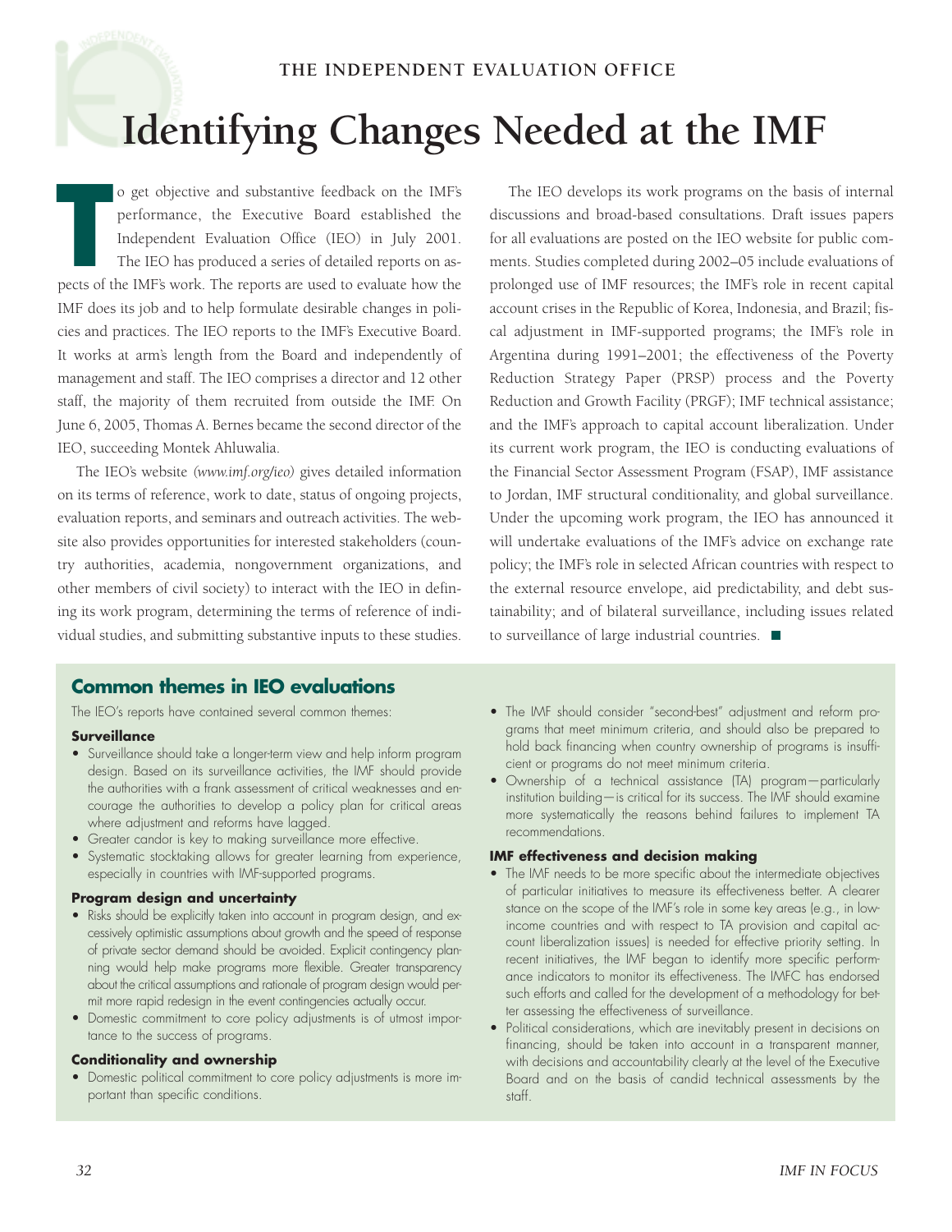THE INDEPENDENT EVALUATION OFFICE

# Identifying Changes Needed at the IMF

To get objective and substantive feedback on the IMF's performance, the Executive Board established the Independent Evaluation Office (IEO) in July 2001. The IEO has produced a series of detailed reports on aspects of the IMF's work. The reports are used to evaluate how the IMF does its job and to help formulate desirable changes in policies and practices. The IEO reports to the IMF's Executive Board. It works at arm's length from the Board and independently of management and staff. The IEO comprises a director and 12 other staff, the majority of them recruited from outside the IMF. On June 6, 2005, Thomas A. Bernes became the second director of the IEO, succeeding Montek Ahluwalia.

The IEO's website *(www.imf.org/ieo)* gives detailed information on its terms of reference, work to date, status of ongoing projects, evaluation reports, and seminars and outreach activities. The website also provides opportunities for interested stakeholders (country authorities, academia, nongovernment organizations, and other members of civil society) to interact with the IEO in defining its work program, determining the terms of reference of individual studies, and submitting substantive inputs to these studies.

The IEO develops its work programs on the basis of internal discussions and broad-based consultations. Draft issues papers for all evaluations are posted on the IEO website for public comments. Studies completed during 2002–05 include evaluations of prolonged use of IMF resources; the IMF's role in recent capital account crises in the Republic of Korea, Indonesia, and Brazil; fiscal adjustment in IMF-supported programs; the IMF's role in Argentina during 1991–2001; the effectiveness of the Poverty Reduction Strategy Paper (PRSP) process and the Poverty Reduction and Growth Facility (PRGF); IMF technical assistance; and the IMF's approach to capital account liberalization. Under its current work program, the IEO is conducting evaluations of the Financial Sector Assessment Program (FSAP), IMF assistance to Jordan, IMF structural conditionality, and global surveillance. Under the upcoming work program, the IEO has announced it will undertake evaluations of the IMF's advice on exchange rate policy; the IMF's role in selected African countries with respect to the external resource envelope, aid predictability, and debt sustainability; and of bilateral surveillance, including issues related to surveillance of large industrial countries.

## Common themes in IEO evaluations

The IEO's reports have contained several common themes:

### Surveillance

- Surveillance should take a longer-term view and help inform program design. Based on its surveillance activities, the IMF should provide the authorities with a frank assessment of critical weaknesses and encourage the authorities to develop a policy plan for critical areas where adjustment and reforms have lagged.
- Greater candor is key to making surveillance more effective.
- Systematic stocktaking allows for greater learning from experience, especially in countries with IMF-supported programs.

### Program design and uncertainty

- Risks should be explicitly taken into account in program design, and excessively optimistic assumptions about growth and the speed of response of private sector demand should be avoided. Explicit contingency planning would help make programs more flexible. Greater transparency about the critical assumptions and rationale of program design would permit more rapid redesign in the event contingencies actually occur.
- Domestic commitment to core policy adjustments is of utmost importance to the success of programs.

### Conditionality and ownership

- Domestic political commitment to core policy adjustments is more important than specific conditions.
- The IMF should consider "second-best" adjustment and reform programs that meet minimum criteria, and should also be prepared to hold back financing when country ownership of programs is insufficient or programs do not meet minimum criteria.
- Ownership of a technical assistance (TA) program—particularly institution building—is critical for its success. The IMF should examine more systematically the reasons behind failures to implement TA recommendations.

### IMF effectiveness and decision making

- The IMF needs to be more specific about the intermediate objectives of particular initiatives to measure its effectiveness better. A clearer stance on the scope of the IMF's role in some key areas (e.g., in low-income countries and with respect to TA provision and capital account liberalization issues) is needed for effective priority setting. In recent initiatives, the IMF began to identify more specific performance indicators to monitor its effectiveness. The IMFC has endorsed such efforts and called for the development of a methodology for better assessing the effectiveness of surveillance.
- Political considerations, which are inevitably present in decisions on financing, should be taken into account in a transparent manner, with decisions and accountability clearly at the level of the Executive Board and on the basis of candid technical assessments by the staff.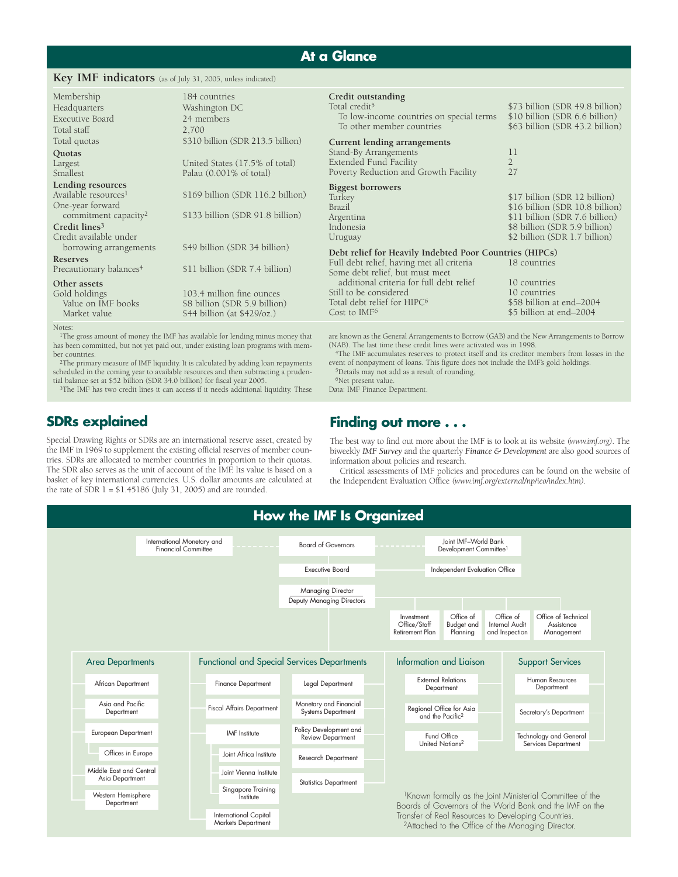# At a Glance

## Key IMF indicators (as of July 31, 2005, unless indicated)

| | |
|---|---|
| Membership | 184 countries |
| Headquarters | Washington DC |
| Executive Board | 24 members |
| Total staff | 2,700 |
| Total quotas | $310 billion (SDR 213.5 billion) |
| **Quotas** | |
| Largest | United States (17.5% of total) |
| Smallest | Palau (0.001% of total) |
| **Lending resources** | |
| Available resources[1] | $169 billion (SDR 116.2 billion) |
| One-year forward commitment capacity[2] | $133 billion (SDR 91.8 billion) |
| **Credit lines[3]** | |
| Credit available under borrowing arrangements | $49 billion (SDR 34 billion) |
| **Reserves** | |
| Precautionary balances[4] | $11 billion (SDR 7.4 billion) |
| **Other assets** | |
| Gold holdings | 103.4 million fine ounces |
| Value on IMF books | $8 billion (SDR 5.9 billion) |
| Market value | $44 billion (at $429/oz.) |

| | |
|---|---|
| **Credit outstanding** | |
| Total credit[5] | $73 billion (SDR 49.8 billion) |
| To low-income countries on special terms | $10 billion (SDR 6.6 billion) |
| To other member countries | $63 billion (SDR 43.2 billion) |
| **Current lending arrangements** | |
| Stand-By Arrangements | 11 |
| Extended Fund Facility | 2 |
| Poverty Reduction and Growth Facility | 27 |
| **Biggest borrowers** | |
| Turkey | $17 billion (SDR 12 billion) |
| Brazil | $16 billion (SDR 10.8 billion) |
| Argentina | $11 billion (SDR 7.6 billion) |
| Indonesia | $8 billion (SDR 5.9 billion) |
| Uruguay | $2 billion (SDR 1.7 billion) |
| **Debt relief for Heavily Indebted Poor Countries (HIPCs)** | |
| Full debt relief, having met all criteria | 18 countries |
| Some debt relief, but must meet additional criteria for full debt relief | 10 countries |
| Still to be considered | 10 countries |
| Total debt relief for HIPC[6] | $58 billion at end–2004 |
| Cost to IMF[6] | $5 billion at end–2004 |

Notes:

[1]The gross amount of money the IMF has available for lending minus money that has been committed, but not yet paid out, under existing loan programs with member countries.

[2]The primary measure of IMF liquidity. It is calculated by adding loan repayments scheduled in the coming year to available resources and then subtracting a prudential balance set at $52 billion (SDR 34.0 billion) for fiscal year 2005.

[3]The IMF has two credit lines it can access if it needs additional liquidity. These are known as the General Arrangements to Borrow (GAB) and the New Arrangements to Borrow (NAB). The last time these credit lines were activated was in 1998.

[4]The IMF accumulates reserves to protect itself and its creditor members from losses in the event of nonpayment of loans. This figure does not include the IMF's gold holdings.

[5]Details may not add as a result of rounding.

[6]Net present value.

Data: IMF Finance Department.

## SDRs explained

Special Drawing Rights or SDRs are an international reserve asset, created by the IMF in 1969 to supplement the existing official reserves of member countries. SDRs are allocated to member countries in proportion to their quotas. The SDR also serves as the unit of account of the IMF. Its value is based on a basket of key international currencies. U.S. dollar amounts are calculated at the rate of SDR 1 = $1.45186 (July 31, 2005) and are rounded.

## Finding out more . . .

The best way to find out more about the IMF is to look at its website *(www.imf.org)*. The biweekly *IMF Survey* and the quarterly *Finance & Development* are also good sources of information about policies and research.

Critical assessments of IMF policies and procedures can be found on the website of the Independent Evaluation Office *(www.imf.org/external/np/ieo/index.htm)*.

# How the IMF Is Organized

- International Monetary and Financial Committee
- Board of Governors
- Joint IMF–World Bank Development Committee[1]
- Executive Board
- Independent Evaluation Office
- Managing Director / Deputy Managing Directors
  - Investment Office/Staff Retirement Plan
  - Office of Budget and Planning
  - Office of Internal Audit and Inspection
  - Office of Technical Assistance Management

**Area Departments**
- African Department
- Asia and Pacific Department
- European Department
  - Offices in Europe
- Middle East and Central Asia Department
- Western Hemisphere Department

**Functional and Special Services Departments**
- Finance Department
- Fiscal Affairs Department
- IMF Institute
  - Joint Africa Institute
  - Joint Vienna Institute
  - Singapore Training Institute
- International Capital Markets Department
- Legal Department
- Monetary and Financial Systems Department
- Policy Development and Review Department
- Research Department
- Statistics Department

**Information and Liaison**
- External Relations Department
- Regional Office for Asia and the Pacific[2]
- Fund Office United Nations[2]

**Support Services**
- Human Resources Department
- Secretary's Department
- Technology and General Services Department

[1]Known formally as the Joint Ministerial Committee of the Boards of Governors of the World Bank and the IMF on the Transfer of Real Resources to Developing Countries.

[2]Attached to the Office of the Managing Director.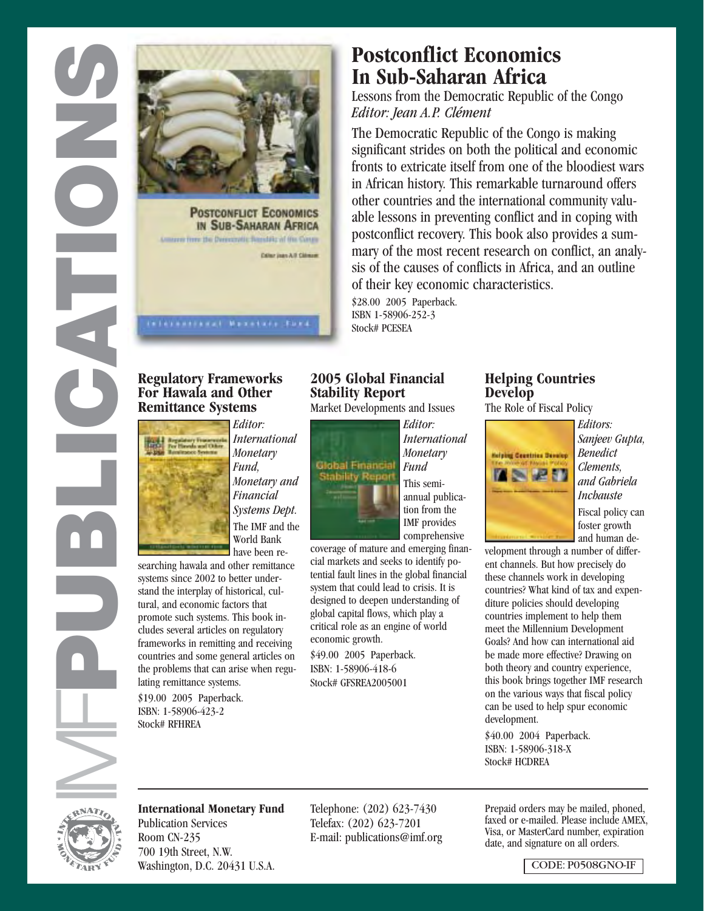# IMF PUBLICATIONS

## Postconflict Economics In Sub-Saharan Africa

Lessons from the Democratic Republic of the Congo
*Editor: Jean A.P. Clément*

The Democratic Republic of the Congo is making significant strides on both the political and economic fronts to extricate itself from one of the bloodiest wars in African history. This remarkable turnaround offers other countries and the international community valuable lessons in preventing conflict and in coping with postconflict recovery. This book also provides a summary of the most recent research on conflict, an analysis of the causes of conflicts in Africa, and an outline of their key economic characteristics.

$28.00 2005 Paperback.
ISBN 1-58906-252-3
Stock# PCESEA

## Regulatory Frameworks For Hawala and Other Remittance Systems

*Editor: International Monetary Fund, Monetary and Financial Systems Dept.*

The IMF and the World Bank have been researching hawala and other remittance systems since 2002 to better understand the interplay of historical, cultural, and economic factors that promote such systems. This book includes several articles on regulatory frameworks in remitting and receiving countries and some general articles on the problems that can arise when regulating remittance systems.

$19.00 2005 Paperback.
ISBN: 1-58906-423-2
Stock# RFHREA

## 2005 Global Financial Stability Report

Market Developments and Issues

*Editor: International Monetary Fund*

This semi-annual publication from the IMF provides comprehensive coverage of mature and emerging financial markets and seeks to identify potential fault lines in the global financial system that could lead to crisis. It is designed to deepen understanding of global capital flows, which play a critical role as an engine of world economic growth.

$49.00 2005 Paperback.
ISBN: 1-58906-418-6
Stock# GFSREA2005001

## Helping Countries Develop

The Role of Fiscal Policy

*Editors: Sanjeev Gupta, Benedict Clements, and Gabriela Inchauste*

Fiscal policy can foster growth and human development through a number of different channels. But how precisely do these channels work in developing countries? What kind of tax and expenditure policies should developing countries implement to help them meet the Millennium Development Goals? And how can international aid be made more effective? Drawing on both theory and country experience, this book brings together IMF research on the various ways that fiscal policy can be used to help spur economic development.

$40.00 2004 Paperback.
ISBN: 1-58906-318-X
Stock# HCDREA

---

**International Monetary Fund**
Publication Services
Room CN-235
700 19th Street, N.W.
Washington, D.C. 20431 U.S.A.

Telephone: (202) 623-7430
Telefax: (202) 623-7201
E-mail: publications@imf.org

Prepaid orders may be mailed, phoned, faxed or e-mailed. Please include AMEX, Visa, or MasterCard number, expiration date, and signature on all orders.

CODE: P0508GNO-IF